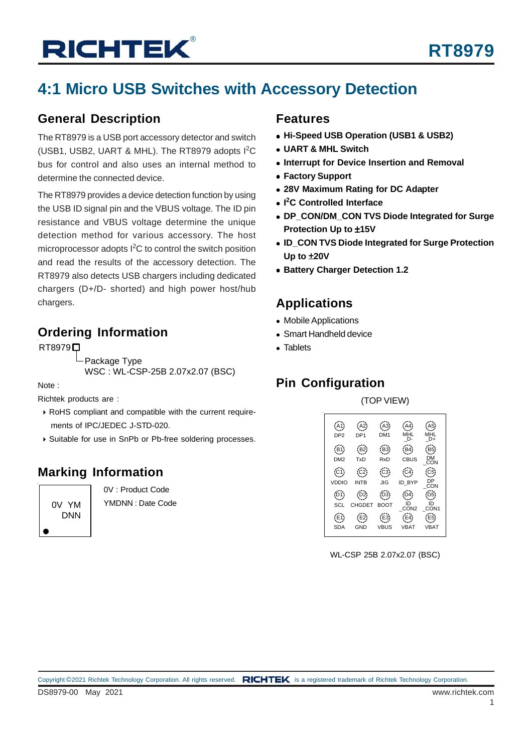# RT8979

## 4:1 Micro USB Switches with Accessory Detection

## General Description

The RT8979 is a USB port accessory detector and switch (USB1, USB2, UART & MHL). The RT8979 adopts $I^2C$ bus for control and also uses an internal method to determine the connected device.

The RT8979 provides a device detection function by using the USB ID signal pin and the VBUS voltage. The ID pin resistance and VBUS voltage determine the unique detection method for various accessory. The host microprocessor adopts $I^2C$ to control the switch position and read the results of the accessory detection. The RT8979 also detects USB chargers including dedicated chargers (D+/D- shorted) and high power host/hub chargers.

## Ordering Information

RT8979□

Package Type
WSC : WL-CSP-25B 2.07x2.07 (BSC)

Note :

Richtek products are :

- RoHS compliant and compatible with the current requirements of IPC/JEDEC J-STD-020.
- Suitable for use in SnPb or Pb-free soldering processes.

## Marking Information

0V YM
DNN

0V : Product Code
YMDNN : Date Code

## Features

- **Hi-Speed USB Operation (USB1 & USB2)**
- **UART & MHL Switch**
- **Interrupt for Device Insertion and Removal**
- **Factory Support**
- **28V Maximum Rating for DC Adapter**
- **$I^2C$ Controlled Interface**
- **DP_CON/DM_CON TVS Diode Integrated for Surge Protection Up to ±15V**
- **ID_CON TVS Diode Integrated for Surge Protection Up to ±20V**
- **Battery Charger Detection 1.2**

## Applications

- Mobile Applications
- Smart Handheld device
- Tablets

## Pin Configuration

(TOP VIEW)

| | 1 | 2 | 3 | 4 | 5 |
|---|---|---|---|---|---|
| A | DP2 | DP1 | DM1 | MHL_D- | MHL_D+ |
| B | DM2 | TxD | RxD | CBUS | DM_CON |
| C | VDDIO | INTB | JIG | ID_BYP | DP_CON |
| D | SCL | CHGDET | BOOT | ID_CON2 | ID_CON1 |
| E | SDA | GND | VBUS | VBAT | VBAT |

WL-CSP 25B 2.07x2.07 (BSC)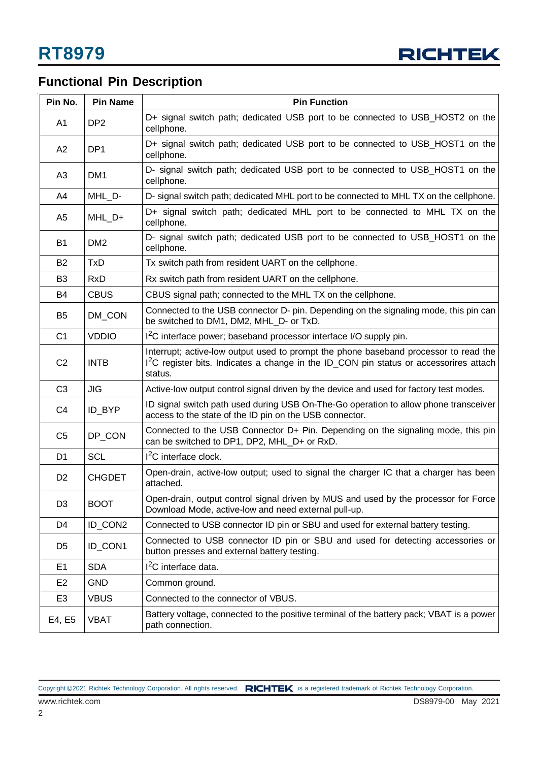## Functional Pin Description

| Pin No. | Pin Name | Pin Function |
|---|---|---|
| A1 | DP2 | D+ signal switch path; dedicated USB port to be connected to USB_HOST2 on the cellphone. |
| A2 | DP1 | D+ signal switch path; dedicated USB port to be connected to USB_HOST1 on the cellphone. |
| A3 | DM1 | D- signal switch path; dedicated USB port to be connected to USB_HOST1 on the cellphone. |
| A4 | MHL_D- | D- signal switch path; dedicated MHL port to be connected to MHL TX on the cellphone. |
| A5 | MHL_D+ | D+ signal switch path; dedicated MHL port to be connected to MHL TX on the cellphone. |
| B1 | DM2 | D- signal switch path; dedicated USB port to be connected to USB_HOST1 on the cellphone. |
| B2 | TxD | Tx switch path from resident UART on the cellphone. |
| B3 | RxD | Rx switch path from resident UART on the cellphone. |
| B4 | CBUS | CBUS signal path; connected to the MHL TX on the cellphone. |
| B5 | DM_CON | Connected to the USB connector D- pin. Depending on the signaling mode, this pin can be switched to DM1, DM2, MHL_D- or TxD. |
| C1 | VDDIO | $I^2C$ interface power; baseband processor interface I/O supply pin. |
| C2 | INTB | Interrupt; active-low output used to prompt the phone baseband processor to read the $I^2C$ register bits. Indicates a change in the ID_CON pin status or accessorires attach status. |
| C3 | JIG | Active-low output control signal driven by the device and used for factory test modes. |
| C4 | ID_BYP | ID signal switch path used during USB On-The-Go operation to allow phone transceiver access to the state of the ID pin on the USB connector. |
| C5 | DP_CON | Connected to the USB Connector D+ Pin. Depending on the signaling mode, this pin can be switched to DP1, DP2, MHL_D+ or RxD. |
| D1 | SCL | $I^2C$ interface clock. |
| D2 | CHGDET | Open-drain, active-low output; used to signal the charger IC that a charger has been attached. |
| D3 | BOOT | Open-drain, output control signal driven by MUS and used by the processor for Force Download Mode, active-low and need external pull-up. |
| D4 | ID_CON2 | Connected to USB connector ID pin or SBU and used for external battery testing. |
| D5 | ID_CON1 | Connected to USB connector ID pin or SBU and used for detecting accessories or button presses and external battery testing. |
| E1 | SDA | $I^2C$ interface data. |
| E2 | GND | Common ground. |
| E3 | VBUS | Connected to the connector of VBUS. |
| E4, E5 | VBAT | Battery voltage, connected to the positive terminal of the battery pack; VBAT is a power path connection. |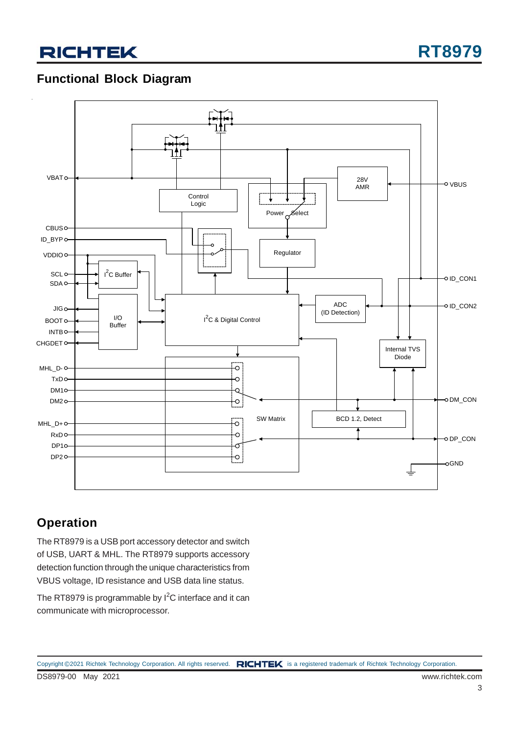## Functional Block Diagram

## Operation

The RT8979 is a USB port accessory detector and switch of USB, UART & MHL. The RT8979 supports accessory detection function through the unique characteristics from VBUS voltage, ID resistance and USB data line status.

The RT8979 is programmable by I$^2$C interface and it can communicate with microprocessor.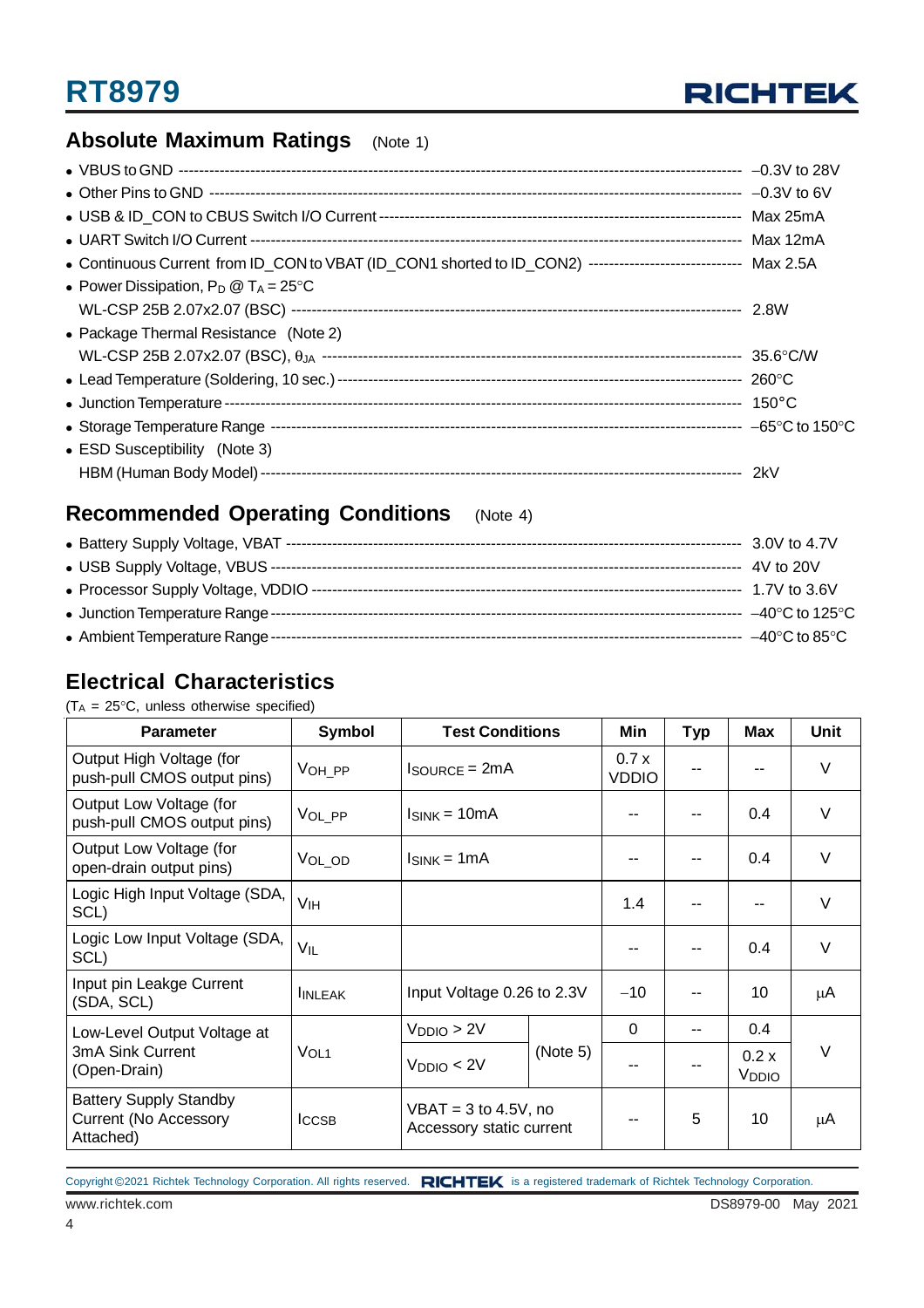## Absolute Maximum Ratings (Note 1)

- VBUS to GND ------------------------------------------------------------------------------------------------ −0.3V to 28V
- Other Pins to GND ------------------------------------------------------------------------------------------ −0.3V to 6V
- USB & ID_CON to CBUS Switch I/O Current ------------------------------------------------------------ Max 25mA
- UART Switch I/O Current ---------------------------------------------------------------------------------- Max 12mA
- Continuous Current from ID_CON to VBAT (ID_CON1 shorted to ID_CON2) ---------------------- Max 2.5A
- Power Dissipation, $P_D$ @ $T_A$ = 25°C
  WL-CSP 25B 2.07x2.07 (BSC) ------------------------------------------------------------------------- 2.8W
- Package Thermal Resistance (Note 2)
  WL-CSP 25B 2.07x2.07 (BSC), $\theta_{JA}$ ------------------------------------------------------------------- 35.6°C/W
- Lead Temperature (Soldering, 10 sec.) ------------------------------------------------------------------ 260°C
- Junction Temperature -------------------------------------------------------------------------------------- 150°C
- Storage Temperature Range ------------------------------------------------------------------------------- −65°C to 150°C
- ESD Susceptibility (Note 3)
  HBM (Human Body Model) --------------------------------------------------------------------------------- 2kV

## Recommended Operating Conditions (Note 4)

- Battery Supply Voltage, VBAT ------------------------------------------------------------------------------ 3.0V to 4.7V
- USB Supply Voltage, VBUS --------------------------------------------------------------------------------- 4V to 20V
- Processor Supply Voltage, VDDIO ------------------------------------------------------------------------- 1.7V to 3.6V
- Junction Temperature Range ------------------------------------------------------------------------------- −40°C to 125°C
- Ambient Temperature Range ------------------------------------------------------------------------------- −40°C to 85°C

## Electrical Characteristics

($T_A$ = 25°C, unless otherwise specified)

| Parameter | Symbol | Test Conditions | | Min | Typ | Max | Unit |
|---|---|---|---|---|---|---|---|
| Output High Voltage (for push-pull CMOS output pins) | $V_{OH\_PP}$ | $I_{SOURCE}$ = 2mA | | 0.7 x VDDIO | -- | -- | V |
| Output Low Voltage (for push-pull CMOS output pins) | $V_{OL\_PP}$ | $I_{SINK}$ = 10mA | | -- | -- | 0.4 | V |
| Output Low Voltage (for open-drain output pins) | $V_{OL\_OD}$ | $I_{SINK}$ = 1mA | | -- | -- | 0.4 | V |
| Logic High Input Voltage (SDA, SCL) | $V_{IH}$ | | | 1.4 | -- | -- | V |
| Logic Low Input Voltage (SDA, SCL) | $V_{IL}$ | | | -- | -- | 0.4 | V |
| Input pin Leakge Current (SDA, SCL) | $I_{INLEAK}$ | Input Voltage 0.26 to 2.3V | | −10 | -- | 10 | μA |
| Low-Level Output Voltage at 3mA Sink Current (Open-Drain) | $V_{OL1}$ | $V_{DDIO}$ > 2V | (Note 5) | 0 | -- | 0.4 | V |
| | | $V_{DDIO}$ < 2V | | -- | -- | 0.2 x $V_{DDIO}$ | |
| Battery Supply Standby Current (No Accessory Attached) | $I_{CCSB}$ | VBAT = 3 to 4.5V, no Accessory static current | | -- | 5 | 10 | μA |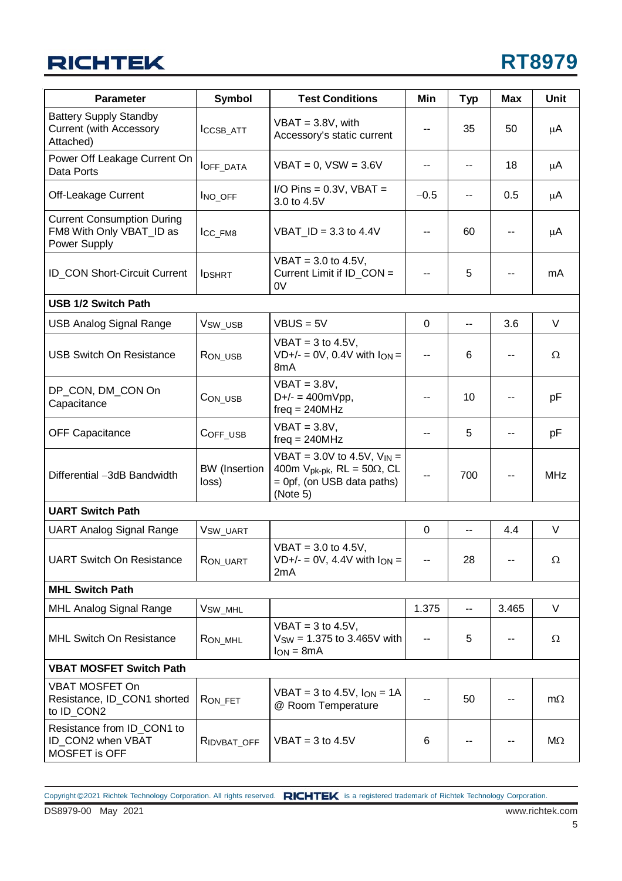| Parameter | Symbol | Test Conditions | Min | Typ | Max | Unit |
|---|---|---|---|---|---|---|
| Battery Supply Standby Current (with Accessory Attached) | $I_{CCSB\_ATT}$ | VBAT = 3.8V, with Accessory's static current | -- | 35 | 50 | μA |
| Power Off Leakage Current On Data Ports | $I_{OFF\_DATA}$ | VBAT = 0, VSW = 3.6V | -- | -- | 18 | μA |
| Off-Leakage Current | $I_{NO\_OFF}$ | I/O Pins = 0.3V, VBAT = 3.0 to 4.5V | −0.5 | -- | 0.5 | μA |
| Current Consumption During FM8 With Only VBAT_ID as Power Supply | $I_{CC\_FM8}$ | VBAT_ID = 3.3 to 4.4V | -- | 60 | -- | μA |
| ID_CON Short-Circuit Current | $I_{DSHRT}$ | VBAT = 3.0 to 4.5V, Current Limit if ID_CON = 0V | -- | 5 | -- | mA |
| **USB 1/2 Switch Path** | | | | | | |
| USB Analog Signal Range | $V_{SW\_USB}$ | VBUS = 5V | 0 | -- | 3.6 | V |
| USB Switch On Resistance | $R_{ON\_USB}$ | VBAT = 3 to 4.5V, VD+/- = 0V, 0.4V with $I_{ON}$ = 8mA | -- | 6 | -- | Ω |
| DP_CON, DM_CON On Capacitance | $C_{ON\_USB}$ | VBAT = 3.8V, D+/- = 400mVpp, freq = 240MHz | -- | 10 | -- | pF |
| OFF Capacitance | $C_{OFF\_USB}$ | VBAT = 3.8V, freq = 240MHz | -- | 5 | -- | pF |
| Differential −3dB Bandwidth | BW (Insertion loss) | VBAT = 3.0V to 4.5V, $V_{IN}$ = 400m $V_{pk\text{-}pk}$, RL = 50Ω, CL = 0pf, (on USB data paths) (Note 5) | -- | 700 | -- | MHz |
| **UART Switch Path** | | | | | | |
| UART Analog Signal Range | $V_{SW\_UART}$ | | 0 | -- | 4.4 | V |
| UART Switch On Resistance | $R_{ON\_UART}$ | VBAT = 3.0 to 4.5V, VD+/- = 0V, 4.4V with $I_{ON}$ = 2mA | -- | 28 | -- | Ω |
| **MHL Switch Path** | | | | | | |
| MHL Analog Signal Range | $V_{SW\_MHL}$ | | 1.375 | -- | 3.465 | V |
| MHL Switch On Resistance | $R_{ON\_MHL}$ | VBAT = 3 to 4.5V, $V_{SW}$ = 1.375 to 3.465V with $I_{ON}$ = 8mA | -- | 5 | -- | Ω |
| **VBAT MOSFET Switch Path** | | | | | | |
| VBAT MOSFET On Resistance, ID_CON1 shorted to ID_CON2 | $R_{ON\_FET}$ | VBAT = 3 to 4.5V, $I_{ON}$ = 1A @ Room Temperature | -- | 50 | -- | mΩ |
| Resistance from ID_CON1 to ID_CON2 when VBAT MOSFET is OFF | $R_{IDVBAT\_OFF}$ | VBAT = 3 to 4.5V | 6 | -- | -- | MΩ |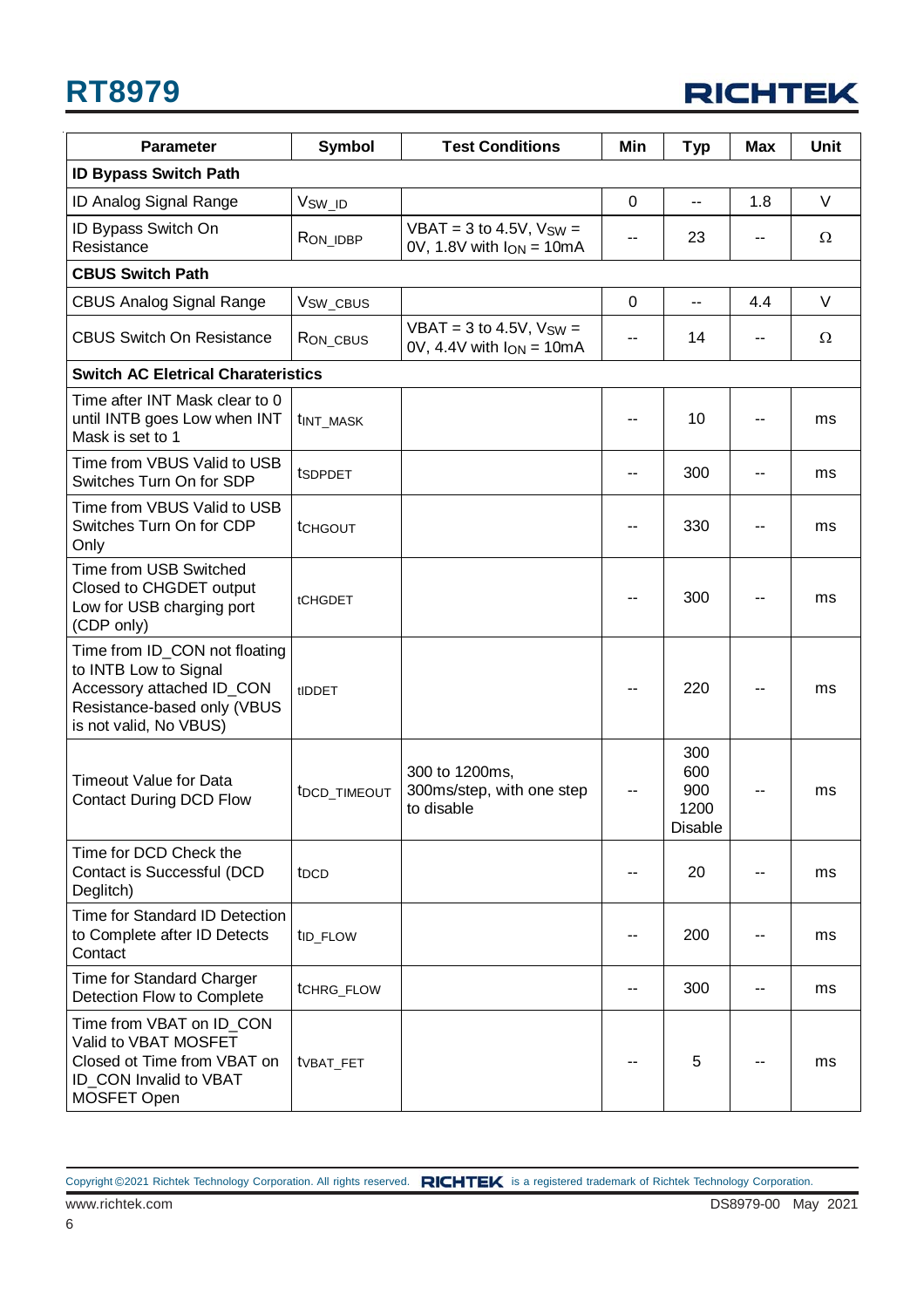| Parameter | Symbol | Test Conditions | Min | Typ | Max | Unit |
|---|---|---|---|---|---|---|
| **ID Bypass Switch Path** | | | | | | |
| ID Analog Signal Range | $V_{SW\_ID}$ | | 0 | -- | 1.8 | V |
| ID Bypass Switch On Resistance | $R_{ON\_IDBP}$ | VBAT = 3 to 4.5V, $V_{SW}$ = 0V, 1.8V with $I_{ON}$ = 10mA | -- | 23 | -- | Ω |
| **CBUS Switch Path** | | | | | | |
| CBUS Analog Signal Range | $V_{SW\_CBUS}$ | | 0 | -- | 4.4 | V |
| CBUS Switch On Resistance | $R_{ON\_CBUS}$ | VBAT = 3 to 4.5V, $V_{SW}$ = 0V, 4.4V with $I_{ON}$ = 10mA | -- | 14 | -- | Ω |
| **Switch AC Eletrical Charateristics** | | | | | | |
| Time after INT Mask clear to 0 until INTB goes Low when INT Mask is set to 1 | $t_{INT\_MASK}$ | | -- | 10 | -- | ms |
| Time from VBUS Valid to USB Switches Turn On for SDP | $t_{SDPDET}$ | | -- | 300 | -- | ms |
| Time from VBUS Valid to USB Switches Turn On for CDP Only | $t_{CHGOUT}$ | | -- | 330 | -- | ms |
| Time from USB Switched Closed to CHGDET output Low for USB charging port (CDP only) | $t_{CHGDET}$ | | -- | 300 | -- | ms |
| Time from ID_CON not floating to INTB Low to Signal Accessory attached ID_CON Resistance-based only (VBUS is not valid, No VBUS) | $t_{IDDET}$ | | -- | 220 | -- | ms |
| Timeout Value for Data Contact During DCD Flow | $t_{DCD\_TIMEOUT}$ | 300 to 1200ms, 300ms/step, with one step to disable | -- | 300<br>600<br>900<br>1200<br>Disable | -- | ms |
| Time for DCD Check the Contact is Successful (DCD Deglitch) | $t_{DCD}$ | | -- | 20 | -- | ms |
| Time for Standard ID Detection to Complete after ID Detects Contact | $t_{ID\_FLOW}$ | | -- | 200 | -- | ms |
| Time for Standard Charger Detection Flow to Complete | $t_{CHRG\_FLOW}$ | | -- | 300 | -- | ms |
| Time from VBAT on ID_CON Valid to VBAT MOSFET Closed ot Time from VBAT on ID_CON Invalid to VBAT MOSFET Open | $t_{VBAT\_FET}$ | | -- | 5 | -- | ms |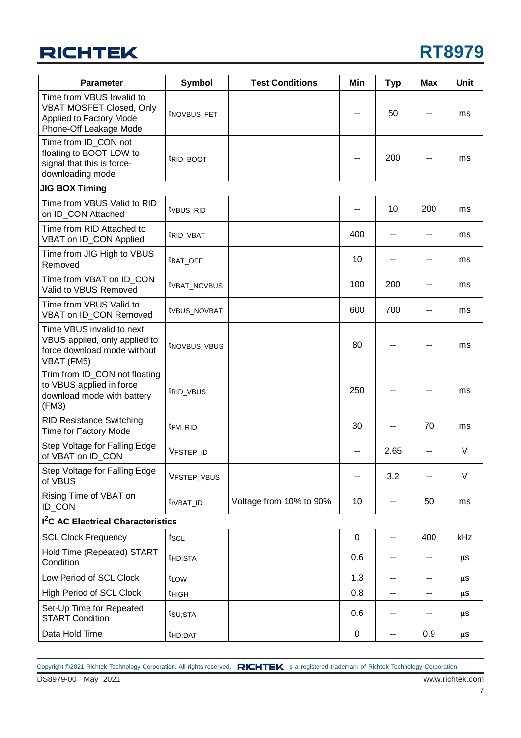| Parameter | Symbol | Test Conditions | Min | Typ | Max | Unit |
|---|---|---|---|---|---|---|
| Time from VBUS Invalid to VBAT MOSFET Closed, Only Applied to Factory Mode Phone-Off Leakage Mode | $t_{NOVBUS\_FET}$ | | -- | 50 | -- | ms |
| Time from ID_CON not floating to BOOT LOW to signal that this is force-downloading mode | $t_{RID\_BOOT}$ | | -- | 200 | -- | ms |
| **JIG BOX Timing** | | | | | | |
| Time from VBUS Valid to RID on ID_CON Attached | $t_{VBUS\_RID}$ | | -- | 10 | 200 | ms |
| Time from RID Attached to VBAT on ID_CON Applied | $t_{RID\_VBAT}$ | | 400 | -- | -- | ms |
| Time from JIG High to VBUS Removed | $t_{BAT\_OFF}$ | | 10 | -- | -- | ms |
| Time from VBAT on ID_CON Valid to VBUS Removed | $t_{VBAT\_NOVBUS}$ | | 100 | 200 | -- | ms |
| Time from VBUS Valid to VBAT on ID_CON Removed | $t_{VBUS\_NOVBAT}$ | | 600 | 700 | -- | ms |
| Time VBUS invalid to next VBUS applied, only applied to force download mode without VBAT (FM5) | $t_{NOVBUS\_VBUS}$ | | 80 | -- | -- | ms |
| Trim from ID_CON not floating to VBUS applied in force download mode with battery (FM3) | $t_{RID\_VBUS}$ | | 250 | -- | -- | ms |
| RID Resistance Switching Time for Factory Mode | $t_{FM\_RID}$ | | 30 | -- | 70 | ms |
| Step Voltage for Falling Edge of VBAT on ID_CON | $V_{FSTEP\_ID}$ | | -- | 2.65 | -- | V |
| Step Voltage for Falling Edge of VBUS | $V_{FSTEP\_VBUS}$ | | -- | 3.2 | -- | V |
| Rising Time of VBAT on ID_CON | $t_{rVBAT\_ID}$ | Voltage from 10% to 90% | 10 | -- | 50 | ms |
| **I²C AC Electrical Characteristics** | | | | | | |
| SCL Clock Frequency | $f_{SCL}$ | | 0 | -- | 400 | kHz |
| Hold Time (Repeated) START Condition | $t_{HD;STA}$ | | 0.6 | -- | -- | μs |
| Low Period of SCL Clock | $t_{LOW}$ | | 1.3 | -- | -- | μs |
| High Period of SCL Clock | $t_{HIGH}$ | | 0.8 | -- | -- | μs |
| Set-Up Time for Repeated START Condition | $t_{SU;STA}$ | | 0.6 | -- | -- | μs |
| Data Hold Time | $t_{HD;DAT}$ | | 0 | -- | 0.9 | μs |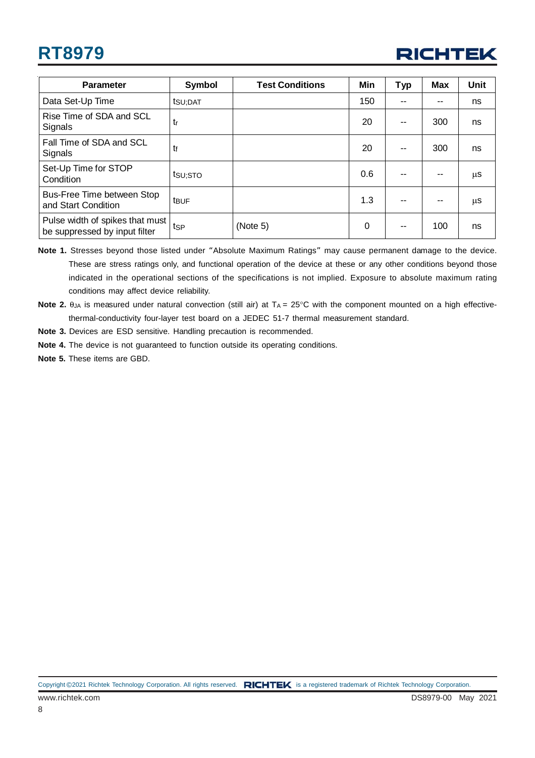| Parameter | Symbol | Test Conditions | Min | Typ | Max | Unit |
|---|---|---|---|---|---|---|
| Data Set-Up Time | $t_{SU;DAT}$ | | 150 | -- | -- | ns |
| Rise Time of SDA and SCL Signals | $t_r$ | | 20 | -- | 300 | ns |
| Fall Time of SDA and SCL Signals | $t_f$ | | 20 | -- | 300 | ns |
| Set-Up Time for STOP Condition | $t_{SU;STO}$ | | 0.6 | -- | -- | μs |
| Bus-Free Time between Stop and Start Condition | $t_{BUF}$ | | 1.3 | -- | -- | μs |
| Pulse width of spikes that must be suppressed by input filter | $t_{SP}$ | (Note 5) | 0 | -- | 100 | ns |

**Note 1.** Stresses beyond those listed under "Absolute Maximum Ratings" may cause permanent damage to the device. These are stress ratings only, and functional operation of the device at these or any other conditions beyond those indicated in the operational sections of the specifications is not implied. Exposure to absolute maximum rating conditions may affect device reliability.

**Note 2.** $\theta_{JA}$ is measured under natural convection (still air) at $T_A$ = 25°C with the component mounted on a high effective-thermal-conductivity four-layer test board on a JEDEC 51-7 thermal measurement standard.

**Note 3.** Devices are ESD sensitive. Handling precaution is recommended.

**Note 4.** The device is not guaranteed to function outside its operating conditions.

**Note 5.** These items are GBD.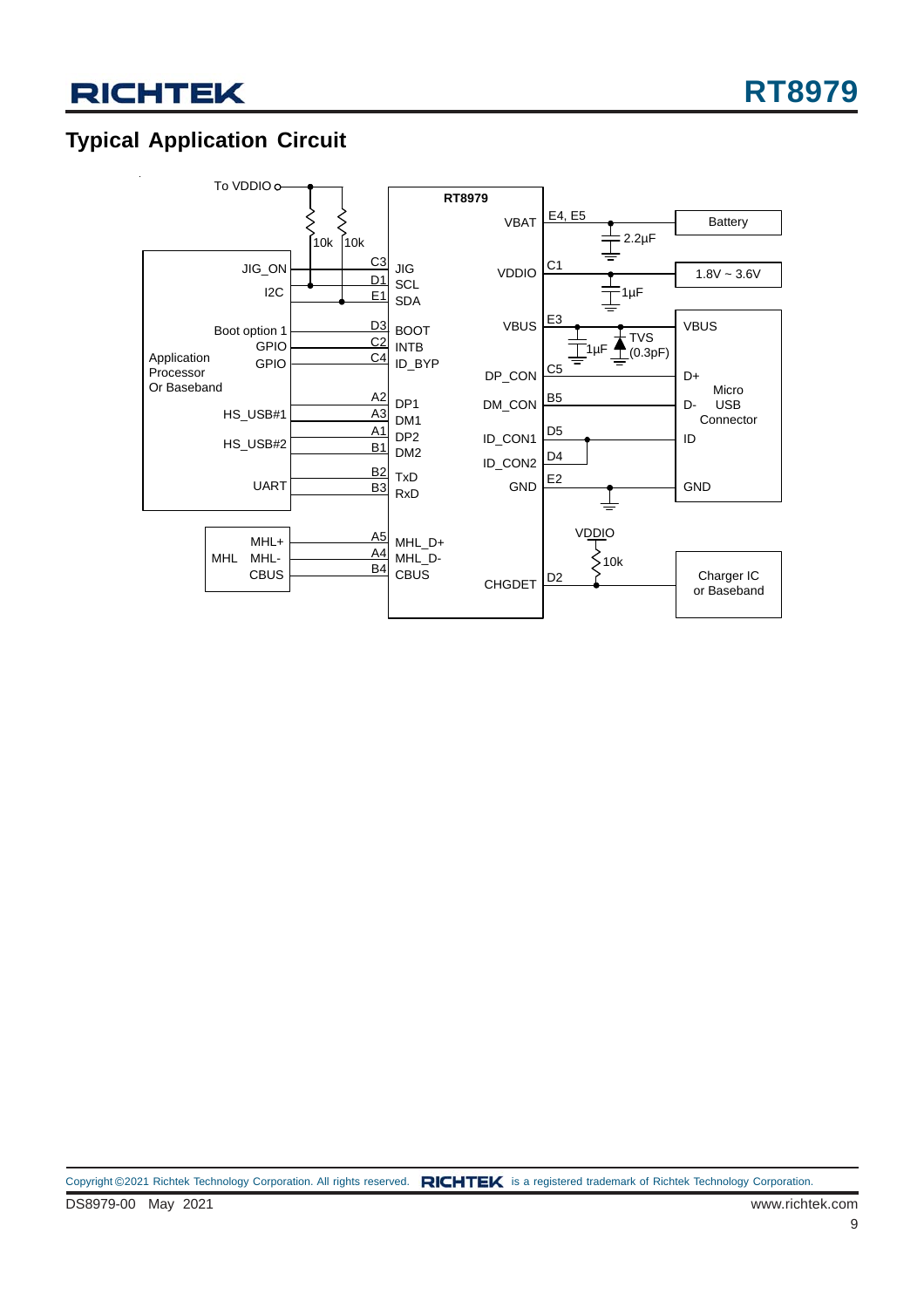## Typical Application Circuit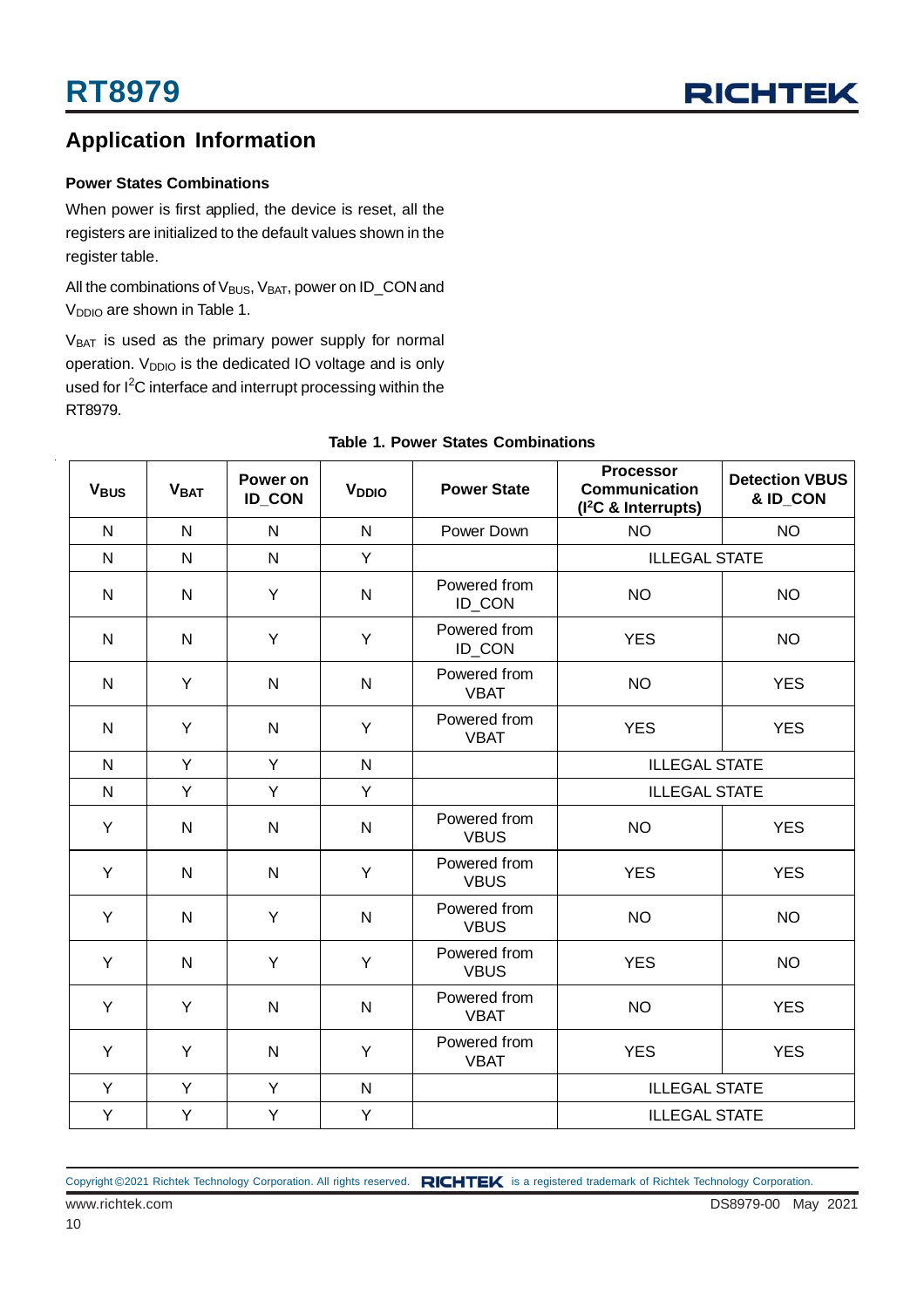## Application Information

### Power States Combinations

When power is first applied, the device is reset, all the registers are initialized to the default values shown in the register table.

All the combinations of $V_{BUS}$, $V_{BAT}$, power on ID_CON and $V_{DDIO}$ are shown in Table 1.

$V_{BAT}$ is used as the primary power supply for normal operation. $V_{DDIO}$ is the dedicated IO voltage and is only used for $I^2C$ interface and interrupt processing within the RT8979.

**Table 1. Power States Combinations**

| $V_{BUS}$ | $V_{BAT}$ | Power on ID_CON | $V_{DDIO}$ | Power State | Processor Communication ($I^2C$ & Interrupts) | Detection VBUS & ID_CON |
|---|---|---|---|---|---|---|
| N | N | N | N | Power Down | NO | NO |
| N | N | N | Y | | ILLEGAL STATE | |
| N | N | Y | N | Powered from ID_CON | NO | NO |
| N | N | Y | Y | Powered from ID_CON | YES | NO |
| N | Y | N | N | Powered from VBAT | NO | YES |
| N | Y | N | Y | Powered from VBAT | YES | YES |
| N | Y | Y | N | | ILLEGAL STATE | |
| N | Y | Y | Y | | ILLEGAL STATE | |
| Y | N | N | N | Powered from VBUS | NO | YES |
| Y | N | N | Y | Powered from VBUS | YES | YES |
| Y | N | Y | N | Powered from VBUS | NO | NO |
| Y | N | Y | Y | Powered from VBUS | YES | NO |
| Y | Y | N | N | Powered from VBAT | NO | YES |
| Y | Y | N | Y | Powered from VBAT | YES | YES |
| Y | Y | Y | N | | ILLEGAL STATE | |
| Y | Y | Y | Y | | ILLEGAL STATE | |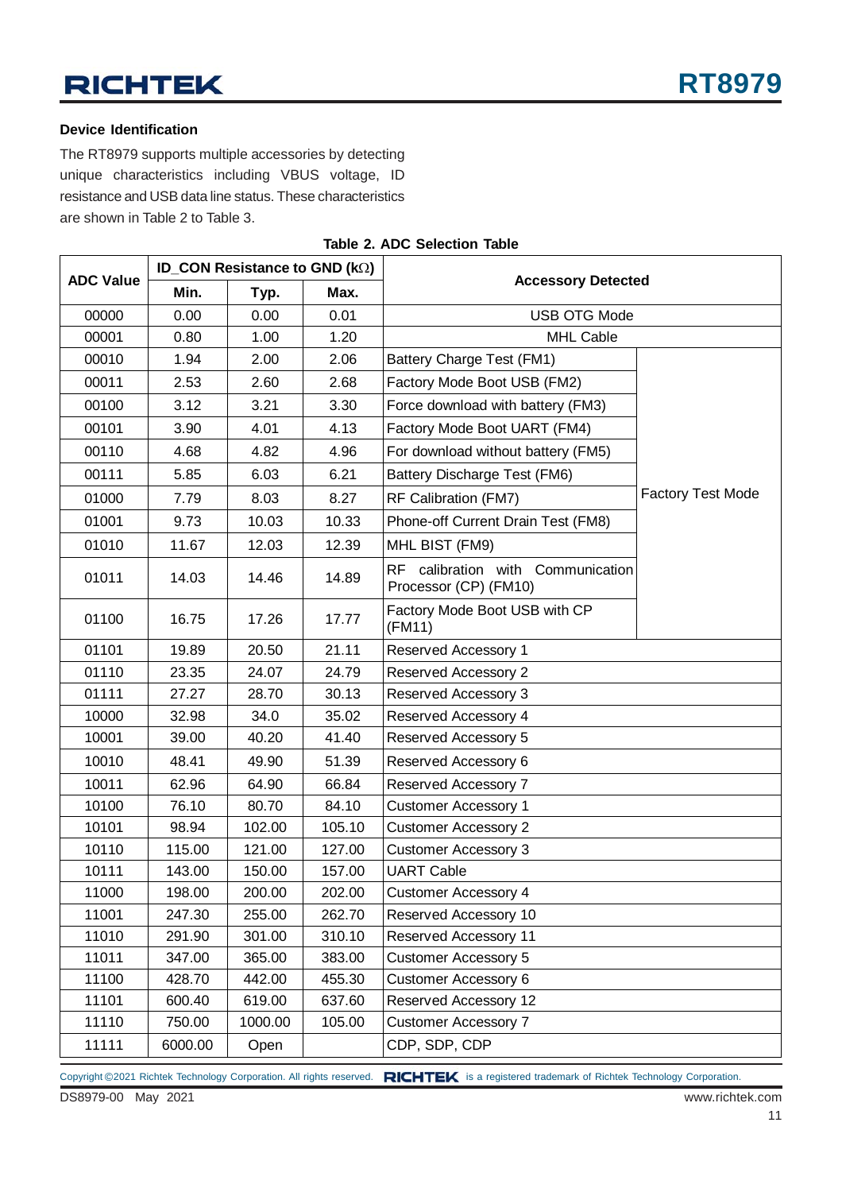### Device Identification

The RT8979 supports multiple accessories by detecting unique characteristics including VBUS voltage, ID resistance and USB data line status. These characteristics are shown in Table 2 to Table 3.

**Table 2. ADC Selection Table**

| ADC Value | ID_CON Resistance to GND (kΩ) | | | Accessory Detected | |
|---|---|---|---|---|---|
| | Min. | Typ. | Max. | | |
| 00000 | 0.00 | 0.00 | 0.01 | USB OTG Mode | |
| 00001 | 0.80 | 1.00 | 1.20 | MHL Cable | |
| 00010 | 1.94 | 2.00 | 2.06 | Battery Charge Test (FM1) | Factory Test Mode |
| 00011 | 2.53 | 2.60 | 2.68 | Factory Mode Boot USB (FM2) | |
| 00100 | 3.12 | 3.21 | 3.30 | Force download with battery (FM3) | |
| 00101 | 3.90 | 4.01 | 4.13 | Factory Mode Boot UART (FM4) | |
| 00110 | 4.68 | 4.82 | 4.96 | For download without battery (FM5) | |
| 00111 | 5.85 | 6.03 | 6.21 | Battery Discharge Test (FM6) | |
| 01000 | 7.79 | 8.03 | 8.27 | RF Calibration (FM7) | |
| 01001 | 9.73 | 10.03 | 10.33 | Phone-off Current Drain Test (FM8) | |
| 01010 | 11.67 | 12.03 | 12.39 | MHL BIST (FM9) | |
| 01011 | 14.03 | 14.46 | 14.89 | RF calibration with Communication Processor (CP) (FM10) | |
| 01100 | 16.75 | 17.26 | 17.77 | Factory Mode Boot USB with CP (FM11) | |
| 01101 | 19.89 | 20.50 | 21.11 | Reserved Accessory 1 | |
| 01110 | 23.35 | 24.07 | 24.79 | Reserved Accessory 2 | |
| 01111 | 27.27 | 28.70 | 30.13 | Reserved Accessory 3 | |
| 10000 | 32.98 | 34.0 | 35.02 | Reserved Accessory 4 | |
| 10001 | 39.00 | 40.20 | 41.40 | Reserved Accessory 5 | |
| 10010 | 48.41 | 49.90 | 51.39 | Reserved Accessory 6 | |
| 10011 | 62.96 | 64.90 | 66.84 | Reserved Accessory 7 | |
| 10100 | 76.10 | 80.70 | 84.10 | Customer Accessory 1 | |
| 10101 | 98.94 | 102.00 | 105.10 | Customer Accessory 2 | |
| 10110 | 115.00 | 121.00 | 127.00 | Customer Accessory 3 | |
| 10111 | 143.00 | 150.00 | 157.00 | UART Cable | |
| 11000 | 198.00 | 200.00 | 202.00 | Customer Accessory 4 | |
| 11001 | 247.30 | 255.00 | 262.70 | Reserved Accessory 10 | |
| 11010 | 291.90 | 301.00 | 310.10 | Reserved Accessory 11 | |
| 11011 | 347.00 | 365.00 | 383.00 | Customer Accessory 5 | |
| 11100 | 428.70 | 442.00 | 455.30 | Customer Accessory 6 | |
| 11101 | 600.40 | 619.00 | 637.60 | Reserved Accessory 12 | |
| 11110 | 750.00 | 1000.00 | 105.00 | Customer Accessory 7 | |
| 11111 | 6000.00 | Open | | CDP, SDP, CDP | |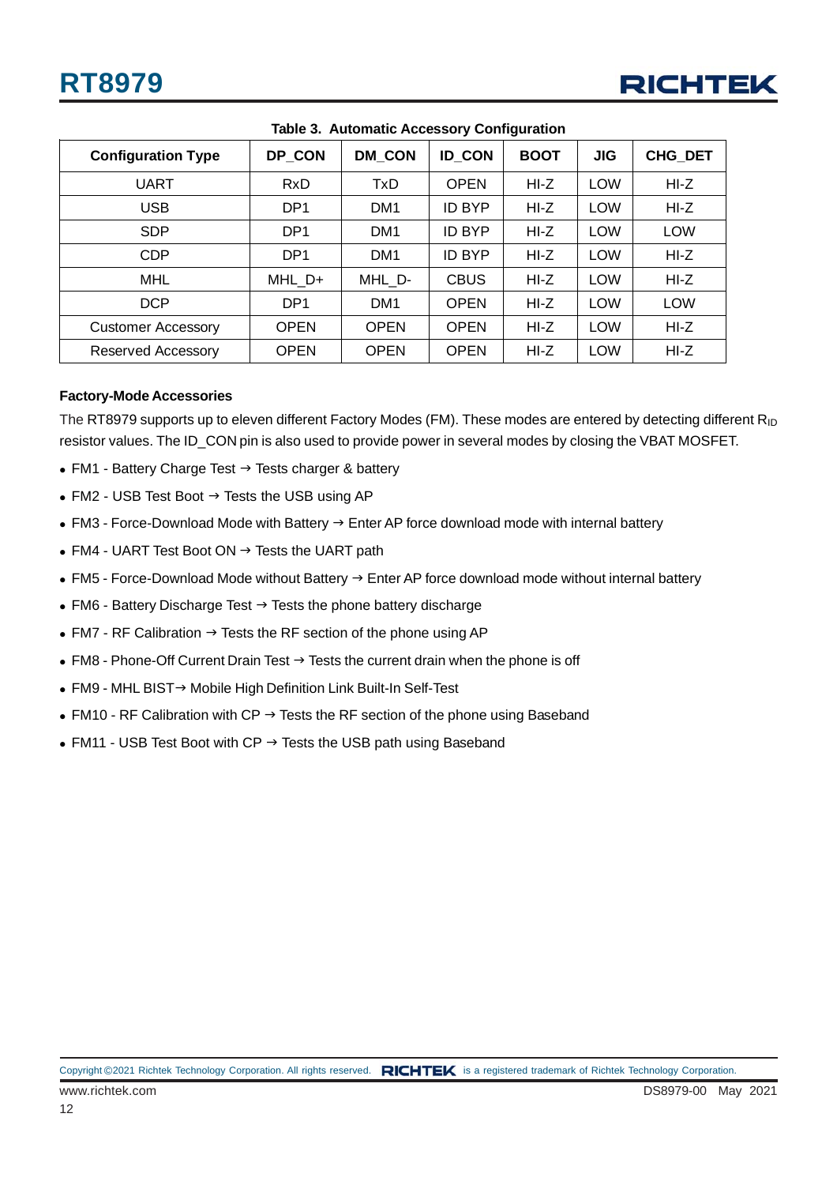Table 3. Automatic Accessory Configuration

| Configuration Type | DP_CON | DM_CON | ID_CON | BOOT | JIG | CHG_DET |
|---|---|---|---|---|---|---|
| UART | RxD | TxD | OPEN | HI-Z | LOW | HI-Z |
| USB | DP1 | DM1 | ID BYP | HI-Z | LOW | HI-Z |
| SDP | DP1 | DM1 | ID BYP | HI-Z | LOW | LOW |
| CDP | DP1 | DM1 | ID BYP | HI-Z | LOW | HI-Z |
| MHL | MHL_D+ | MHL_D- | CBUS | HI-Z | LOW | HI-Z |
| DCP | DP1 | DM1 | OPEN | HI-Z | LOW | LOW |
| Customer Accessory | OPEN | OPEN | OPEN | HI-Z | LOW | HI-Z |
| Reserved Accessory | OPEN | OPEN | OPEN | HI-Z | LOW | HI-Z |

**Factory-Mode Accessories**

The RT8979 supports up to eleven different Factory Modes (FM). These modes are entered by detecting different $R_{ID}$ resistor values. The ID_CON pin is also used to provide power in several modes by closing the VBAT MOSFET.

- FM1 - Battery Charge Test → Tests charger & battery
- FM2 - USB Test Boot → Tests the USB using AP
- FM3 - Force-Download Mode with Battery → Enter AP force download mode with internal battery
- FM4 - UART Test Boot ON → Tests the UART path
- FM5 - Force-Download Mode without Battery → Enter AP force download mode without internal battery
- FM6 - Battery Discharge Test → Tests the phone battery discharge
- FM7 - RF Calibration → Tests the RF section of the phone using AP
- FM8 - Phone-Off Current Drain Test → Tests the current drain when the phone is off
- FM9 - MHL BIST→ Mobile High Definition Link Built-In Self-Test
- FM10 - RF Calibration with CP → Tests the RF section of the phone using Baseband
- FM11 - USB Test Boot with CP → Tests the USB path using Baseband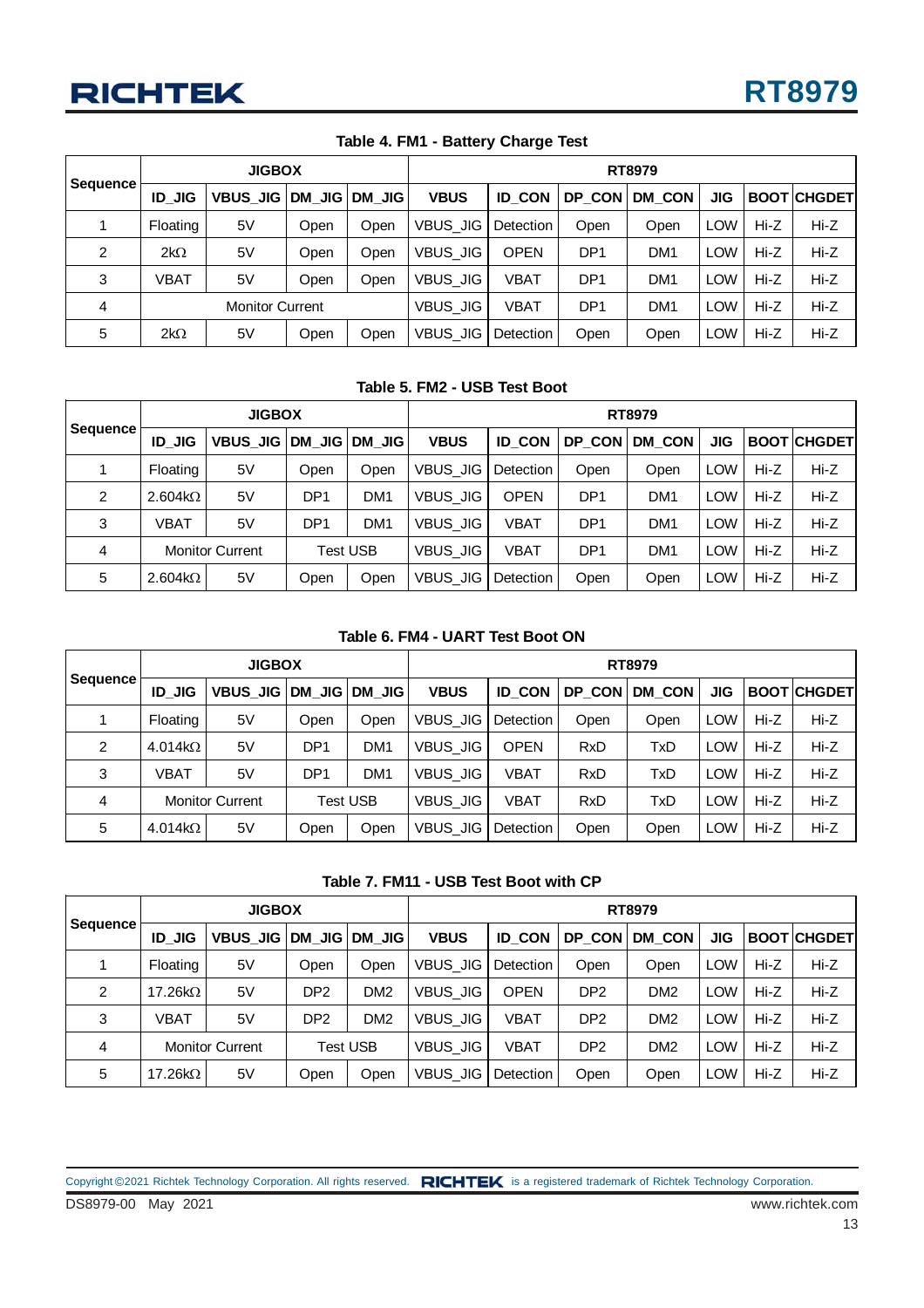**Table 4. FM1 - Battery Charge Test**

| Sequence | JIGBOX | | | | RT8979 | | | | | | |
|---|---|---|---|---|---|---|---|---|---|---|---|
| | ID_JIG | VBUS_JIG | DM_JIG | DM_JIG | VBUS | ID_CON | DP_CON | DM_CON | JIG | BOOT | CHGDET |
| 1 | Floating | 5V | Open | Open | VBUS_JIG | Detection | Open | Open | LOW | Hi-Z | Hi-Z |
| 2 | 2kΩ | 5V | Open | Open | VBUS_JIG | OPEN | DP1 | DM1 | LOW | Hi-Z | Hi-Z |
| 3 | VBAT | 5V | Open | Open | VBUS_JIG | VBAT | DP1 | DM1 | LOW | Hi-Z | Hi-Z |
| 4 | Monitor Current | | | | VBUS_JIG | VBAT | DP1 | DM1 | LOW | Hi-Z | Hi-Z |
| 5 | 2kΩ | 5V | Open | Open | VBUS_JIG | Detection | Open | Open | LOW | Hi-Z | Hi-Z |

**Table 5. FM2 - USB Test Boot**

| Sequence | JIGBOX | | | | RT8979 | | | | | | |
|---|---|---|---|---|---|---|---|---|---|---|---|
| | ID_JIG | VBUS_JIG | DM_JIG | DM_JIG | VBUS | ID_CON | DP_CON | DM_CON | JIG | BOOT | CHGDET |
| 1 | Floating | 5V | Open | Open | VBUS_JIG | Detection | Open | Open | LOW | Hi-Z | Hi-Z |
| 2 | 2.604kΩ | 5V | DP1 | DM1 | VBUS_JIG | OPEN | DP1 | DM1 | LOW | Hi-Z | Hi-Z |
| 3 | VBAT | 5V | DP1 | DM1 | VBUS_JIG | VBAT | DP1 | DM1 | LOW | Hi-Z | Hi-Z |
| 4 | Monitor Current | | Test USB | | VBUS_JIG | VBAT | DP1 | DM1 | LOW | Hi-Z | Hi-Z |
| 5 | 2.604kΩ | 5V | Open | Open | VBUS_JIG | Detection | Open | Open | LOW | Hi-Z | Hi-Z |

**Table 6. FM4 - UART Test Boot ON**

| Sequence | JIGBOX | | | | RT8979 | | | | | | |
|---|---|---|---|---|---|---|---|---|---|---|---|
| | ID_JIG | VBUS_JIG | DM_JIG | DM_JIG | VBUS | ID_CON | DP_CON | DM_CON | JIG | BOOT | CHGDET |
| 1 | Floating | 5V | Open | Open | VBUS_JIG | Detection | Open | Open | LOW | Hi-Z | Hi-Z |
| 2 | 4.014kΩ | 5V | DP1 | DM1 | VBUS_JIG | OPEN | RxD | TxD | LOW | Hi-Z | Hi-Z |
| 3 | VBAT | 5V | DP1 | DM1 | VBUS_JIG | VBAT | RxD | TxD | LOW | Hi-Z | Hi-Z |
| 4 | Monitor Current | | Test USB | | VBUS_JIG | VBAT | RxD | TxD | LOW | Hi-Z | Hi-Z |
| 5 | 4.014kΩ | 5V | Open | Open | VBUS_JIG | Detection | Open | Open | LOW | Hi-Z | Hi-Z |

**Table 7. FM11 - USB Test Boot with CP**

| Sequence | JIGBOX | | | | RT8979 | | | | | | |
|---|---|---|---|---|---|---|---|---|---|---|---|
| | ID_JIG | VBUS_JIG | DM_JIG | DM_JIG | VBUS | ID_CON | DP_CON | DM_CON | JIG | BOOT | CHGDET |
| 1 | Floating | 5V | Open | Open | VBUS_JIG | Detection | Open | Open | LOW | Hi-Z | Hi-Z |
| 2 | 17.26kΩ | 5V | DP2 | DM2 | VBUS_JIG | OPEN | DP2 | DM2 | LOW | Hi-Z | Hi-Z |
| 3 | VBAT | 5V | DP2 | DM2 | VBUS_JIG | VBAT | DP2 | DM2 | LOW | Hi-Z | Hi-Z |
| 4 | Monitor Current | | Test USB | | VBUS_JIG | VBAT | DP2 | DM2 | LOW | Hi-Z | Hi-Z |
| 5 | 17.26kΩ | 5V | Open | Open | VBUS_JIG | Detection | Open | Open | LOW | Hi-Z | Hi-Z |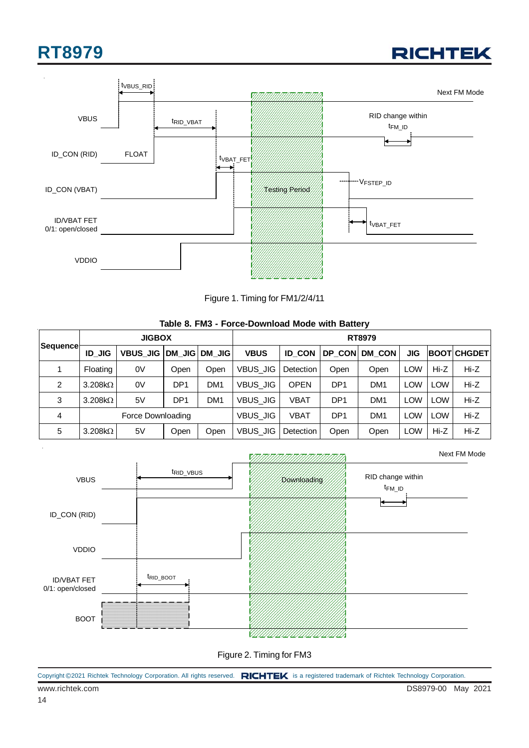Figure 1. Timing for FM1/2/4/11

**Table 8. FM3 - Force-Download Mode with Battery**

| Sequence | JIGBOX | | | | RT8979 | | | | | | |
|---|---|---|---|---|---|---|---|---|---|---|---|
| | ID_JIG | VBUS_JIG | DM_JIG | DM_JIG | VBUS | ID_CON | DP_CON | DM_CON | JIG | BOOT | CHGDET |
| 1 | Floating | 0V | Open | Open | VBUS_JIG | Detection | Open | Open | LOW | Hi-Z | Hi-Z |
| 2 | 3.208kΩ | 0V | DP1 | DM1 | VBUS_JIG | OPEN | DP1 | DM1 | LOW | LOW | Hi-Z |
| 3 | 3.208kΩ | 5V | DP1 | DM1 | VBUS_JIG | VBAT | DP1 | DM1 | LOW | LOW | Hi-Z |
| 4 | Force Downloading | | | | VBUS_JIG | VBAT | DP1 | DM1 | LOW | LOW | Hi-Z |
| 5 | 3.208kΩ | 5V | Open | Open | VBUS_JIG | Detection | Open | Open | LOW | Hi-Z | Hi-Z |

Figure 2. Timing for FM3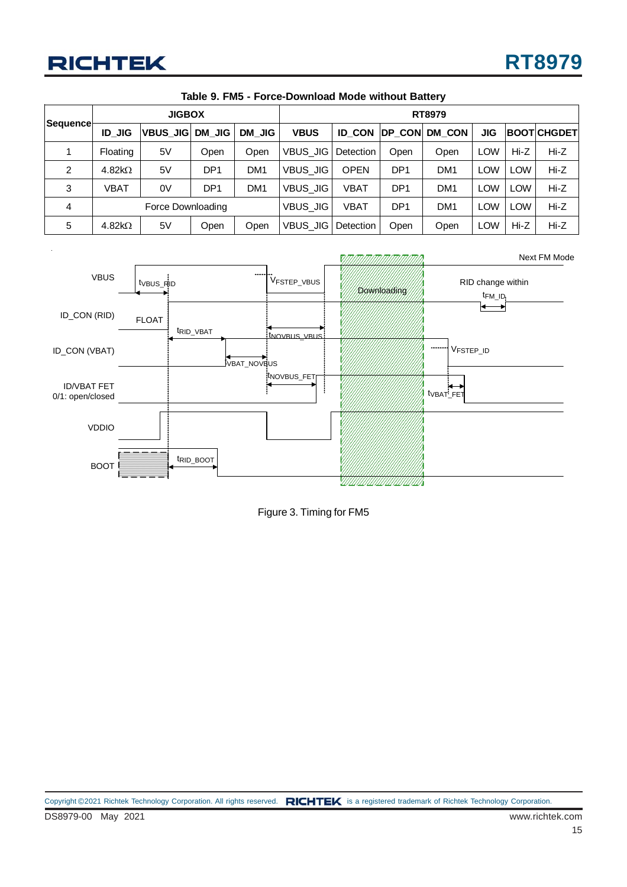**Table 9. FM5 - Force-Download Mode without Battery**

| Sequence | JIGBOX | | | | RT8979 | | | | | | |
|---|---|---|---|---|---|---|---|---|---|---|---|
| | ID_JIG | VBUS_JIG | DM_JIG | DM_JIG | VBUS | ID_CON | DP_CON | DM_CON | JIG | BOOT | CHGDET |
| 1 | Floating | 5V | Open | Open | VBUS_JIG | Detection | Open | Open | LOW | Hi-Z | Hi-Z |
| 2 | 4.82kΩ | 5V | DP1 | DM1 | VBUS_JIG | OPEN | DP1 | DM1 | LOW | LOW | Hi-Z |
| 3 | VBAT | 0V | DP1 | DM1 | VBUS_JIG | VBAT | DP1 | DM1 | LOW | LOW | Hi-Z |
| 4 | Force Downloading | | | | VBUS_JIG | VBAT | DP1 | DM1 | LOW | LOW | Hi-Z |
| 5 | 4.82kΩ | 5V | Open | Open | VBUS_JIG | Detection | Open | Open | LOW | Hi-Z | Hi-Z |

Figure 3. Timing for FM5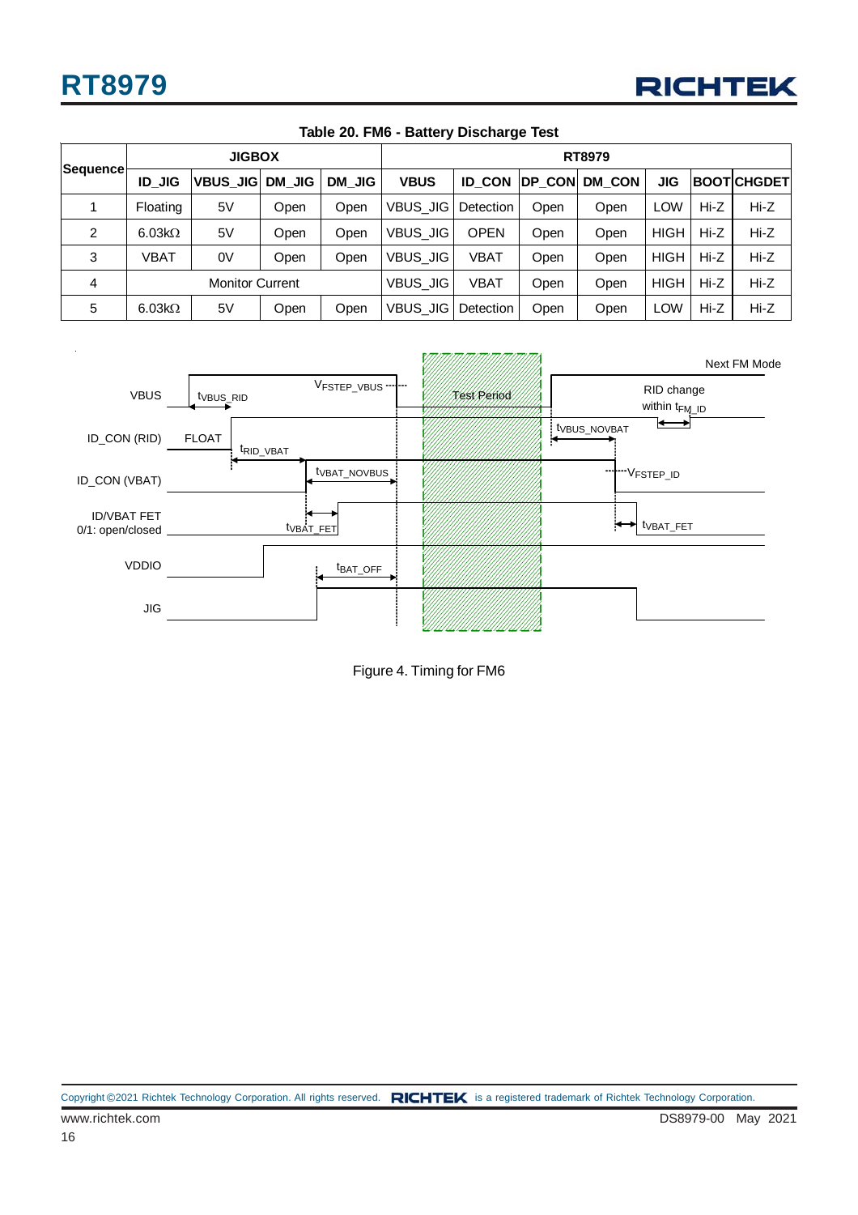**Table 20. FM6 - Battery Discharge Test**

| Sequence | JIGBOX | | | | RT8979 | | | | | | |
|---|---|---|---|---|---|---|---|---|---|---|---|
| | ID_JIG | VBUS_JIG | DM_JIG | DM_JIG | VBUS | ID_CON | DP_CON | DM_CON | JIG | BOOT | CHGDET |
| 1 | Floating | 5V | Open | Open | VBUS_JIG | Detection | Open | Open | LOW | Hi-Z | Hi-Z |
| 2 | 6.03kΩ | 5V | Open | Open | VBUS_JIG | OPEN | Open | Open | HIGH | Hi-Z | Hi-Z |
| 3 | VBAT | 0V | Open | Open | VBUS_JIG | VBAT | Open | Open | HIGH | Hi-Z | Hi-Z |
| 4 | Monitor Current | | | | VBUS_JIG | VBAT | Open | Open | HIGH | Hi-Z | Hi-Z |
| 5 | 6.03kΩ | 5V | Open | Open | VBUS_JIG | Detection | Open | Open | LOW | Hi-Z | Hi-Z |

Figure 4. Timing for FM6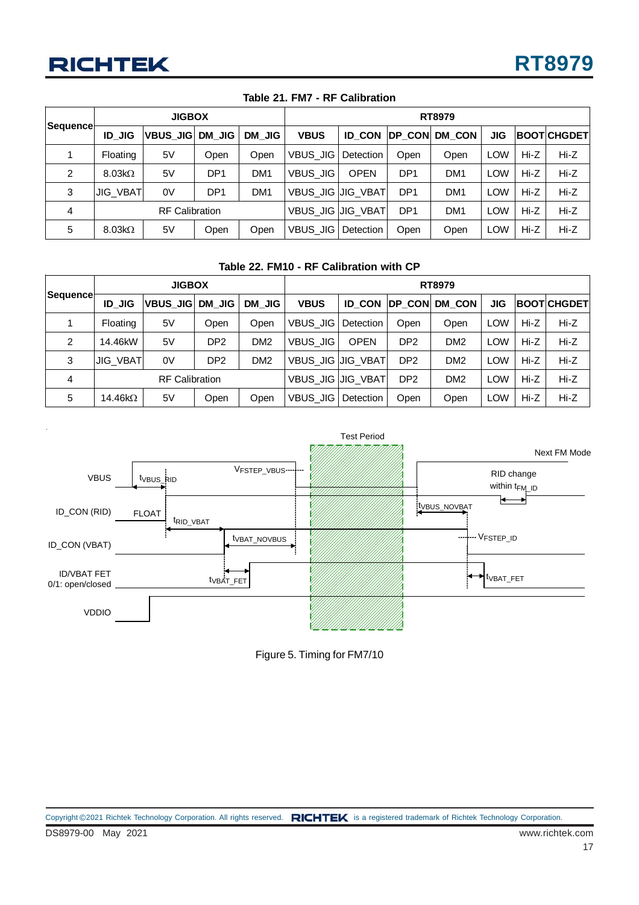**Table 21. FM7 - RF Calibration**

| Sequence | JIGBOX | | | | RT8979 | | | | | | |
|---|---|---|---|---|---|---|---|---|---|---|---|
| | ID_JIG | VBUS_JIG | DM_JIG | DM_JIG | VBUS | ID_CON | DP_CON | DM_CON | JIG | BOOT | CHGDET |
| 1 | Floating | 5V | Open | Open | VBUS_JIG | Detection | Open | Open | LOW | Hi-Z | Hi-Z |
| 2 | 8.03kΩ | 5V | DP1 | DM1 | VBUS_JIG | OPEN | DP1 | DM1 | LOW | Hi-Z | Hi-Z |
| 3 | JIG_VBAT | 0V | DP1 | DM1 | VBUS_JIG | JIG_VBAT | DP1 | DM1 | LOW | Hi-Z | Hi-Z |
| 4 | RF Calibration | | | | VBUS_JIG | JIG_VBAT | DP1 | DM1 | LOW | Hi-Z | Hi-Z |
| 5 | 8.03kΩ | 5V | Open | Open | VBUS_JIG | Detection | Open | Open | LOW | Hi-Z | Hi-Z |

**Table 22. FM10 - RF Calibration with CP**

| Sequence | JIGBOX | | | | RT8979 | | | | | | |
|---|---|---|---|---|---|---|---|---|---|---|---|
| | ID_JIG | VBUS_JIG | DM_JIG | DM_JIG | VBUS | ID_CON | DP_CON | DM_CON | JIG | BOOT | CHGDET |
| 1 | Floating | 5V | Open | Open | VBUS_JIG | Detection | Open | Open | LOW | Hi-Z | Hi-Z |
| 2 | 14.46kW | 5V | DP2 | DM2 | VBUS_JIG | OPEN | DP2 | DM2 | LOW | Hi-Z | Hi-Z |
| 3 | JIG_VBAT | 0V | DP2 | DM2 | VBUS_JIG | JIG_VBAT | DP2 | DM2 | LOW | Hi-Z | Hi-Z |
| 4 | RF Calibration | | | | VBUS_JIG | JIG_VBAT | DP2 | DM2 | LOW | Hi-Z | Hi-Z |
| 5 | 14.46kΩ | 5V | Open | Open | VBUS_JIG | Detection | Open | Open | LOW | Hi-Z | Hi-Z |

Figure 5. Timing for FM7/10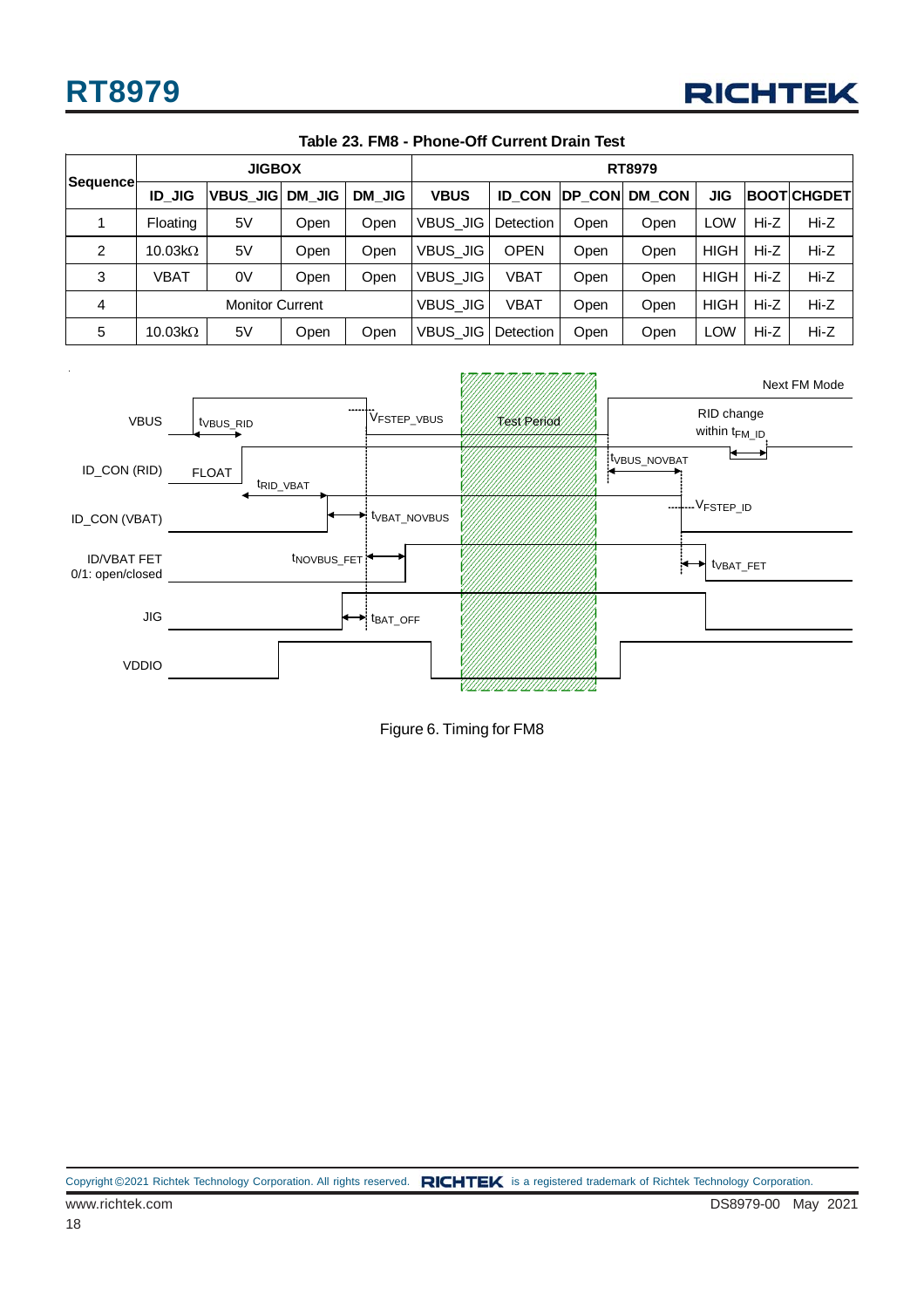**Table 23. FM8 - Phone-Off Current Drain Test**

| Sequence | JIGBOX | | | | RT8979 | | | | | | |
|---|---|---|---|---|---|---|---|---|---|---|---|
| | ID_JIG | VBUS_JIG | DM_JIG | DM_JIG | VBUS | ID_CON | DP_CON | DM_CON | JIG | BOOT | CHGDET |
| 1 | Floating | 5V | Open | Open | VBUS_JIG | Detection | Open | Open | LOW | Hi-Z | Hi-Z |
| 2 | 10.03kΩ | 5V | Open | Open | VBUS_JIG | OPEN | Open | Open | HIGH | Hi-Z | Hi-Z |
| 3 | VBAT | 0V | Open | Open | VBUS_JIG | VBAT | Open | Open | HIGH | Hi-Z | Hi-Z |
| 4 | Monitor Current | | | | VBUS_JIG | VBAT | Open | Open | HIGH | Hi-Z | Hi-Z |
| 5 | 10.03kΩ | 5V | Open | Open | VBUS_JIG | Detection | Open | Open | LOW | Hi-Z | Hi-Z |

Figure 6. Timing for FM8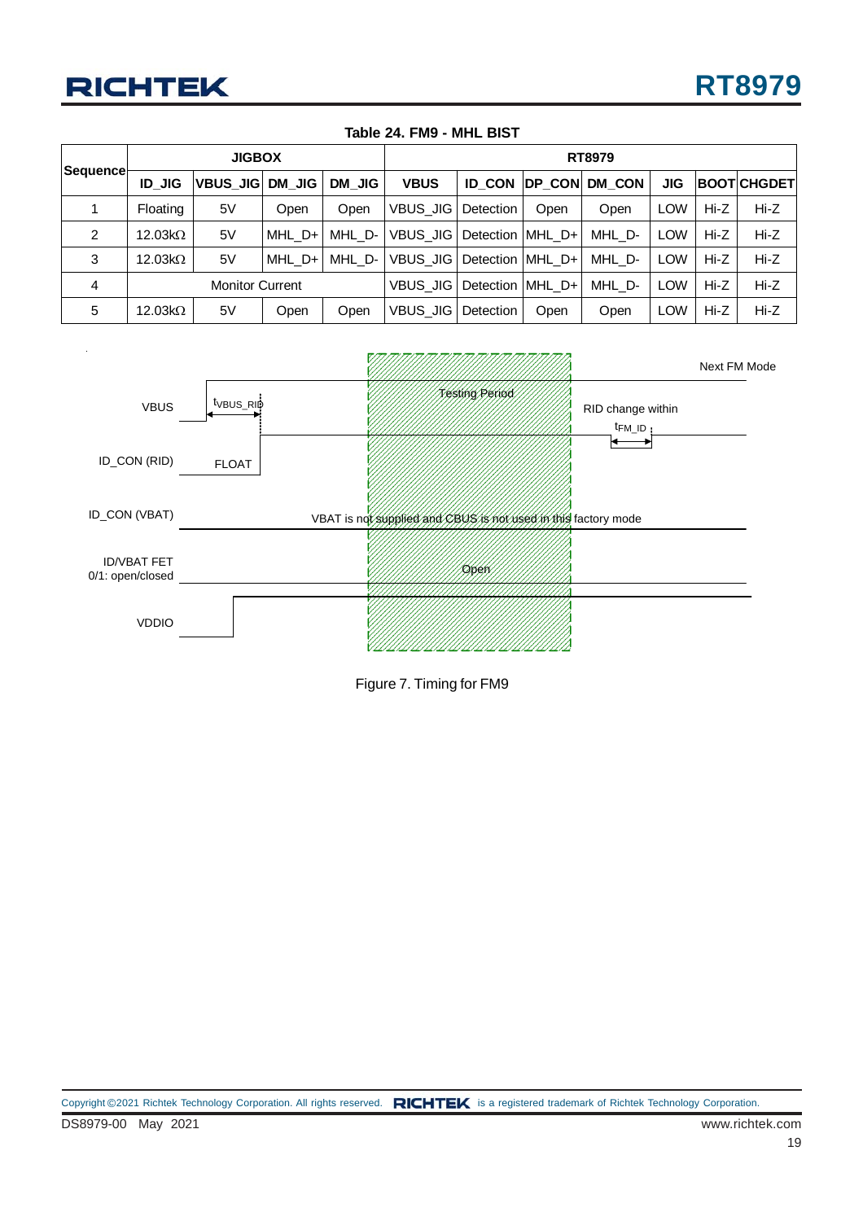**Table 24. FM9 - MHL BIST**

| Sequence | JIGBOX | | | | RT8979 | | | | | | |
|---|---|---|---|---|---|---|---|---|---|---|---|
| | ID_JIG | VBUS_JIG | DM_JIG | DM_JIG | VBUS | ID_CON | DP_CON | DM_CON | JIG | BOOT | CHGDET |
| 1 | Floating | 5V | Open | Open | VBUS_JIG | Detection | Open | Open | LOW | Hi-Z | Hi-Z |
| 2 | 12.03kΩ | 5V | MHL_D+ | MHL_D- | VBUS_JIG | Detection | MHL_D+ | MHL_D- | LOW | Hi-Z | Hi-Z |
| 3 | 12.03kΩ | 5V | MHL_D+ | MHL_D- | VBUS_JIG | Detection | MHL_D+ | MHL_D- | LOW | Hi-Z | Hi-Z |
| 4 | Monitor Current | | | | VBUS_JIG | Detection | MHL_D+ | MHL_D- | LOW | Hi-Z | Hi-Z |
| 5 | 12.03kΩ | 5V | Open | Open | VBUS_JIG | Detection | Open | Open | LOW | Hi-Z | Hi-Z |

Figure 7. Timing for FM9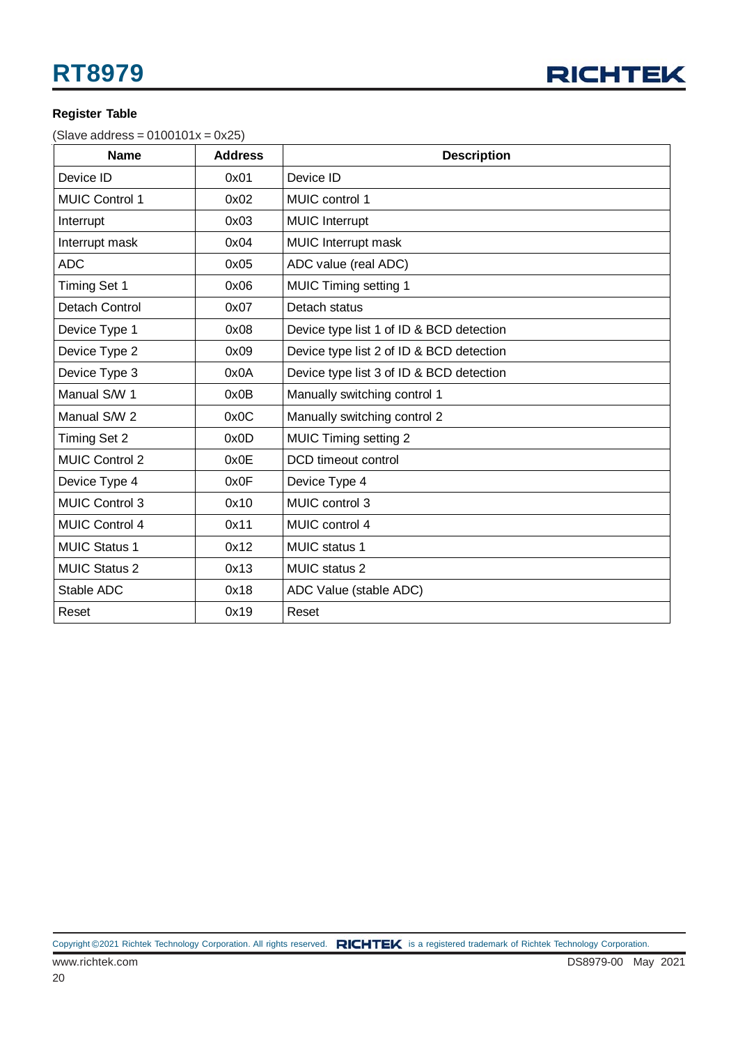**Register Table**

(Slave address = 0100101x = 0x25)

| Name | Address | Description |
|---|---|---|
| Device ID | 0x01 | Device ID |
| MUIC Control 1 | 0x02 | MUIC control 1 |
| Interrupt | 0x03 | MUIC Interrupt |
| Interrupt mask | 0x04 | MUIC Interrupt mask |
| ADC | 0x05 | ADC value (real ADC) |
| Timing Set 1 | 0x06 | MUIC Timing setting 1 |
| Detach Control | 0x07 | Detach status |
| Device Type 1 | 0x08 | Device type list 1 of ID & BCD detection |
| Device Type 2 | 0x09 | Device type list 2 of ID & BCD detection |
| Device Type 3 | 0x0A | Device type list 3 of ID & BCD detection |
| Manual S/W 1 | 0x0B | Manually switching control 1 |
| Manual S/W 2 | 0x0C | Manually switching control 2 |
| Timing Set 2 | 0x0D | MUIC Timing setting 2 |
| MUIC Control 2 | 0x0E | DCD timeout control |
| Device Type 4 | 0x0F | Device Type 4 |
| MUIC Control 3 | 0x10 | MUIC control 3 |
| MUIC Control 4 | 0x11 | MUIC control 4 |
| MUIC Status 1 | 0x12 | MUIC status 1 |
| MUIC Status 2 | 0x13 | MUIC status 2 |
| Stable ADC | 0x18 | ADC Value (stable ADC) |
| Reset | 0x19 | Reset |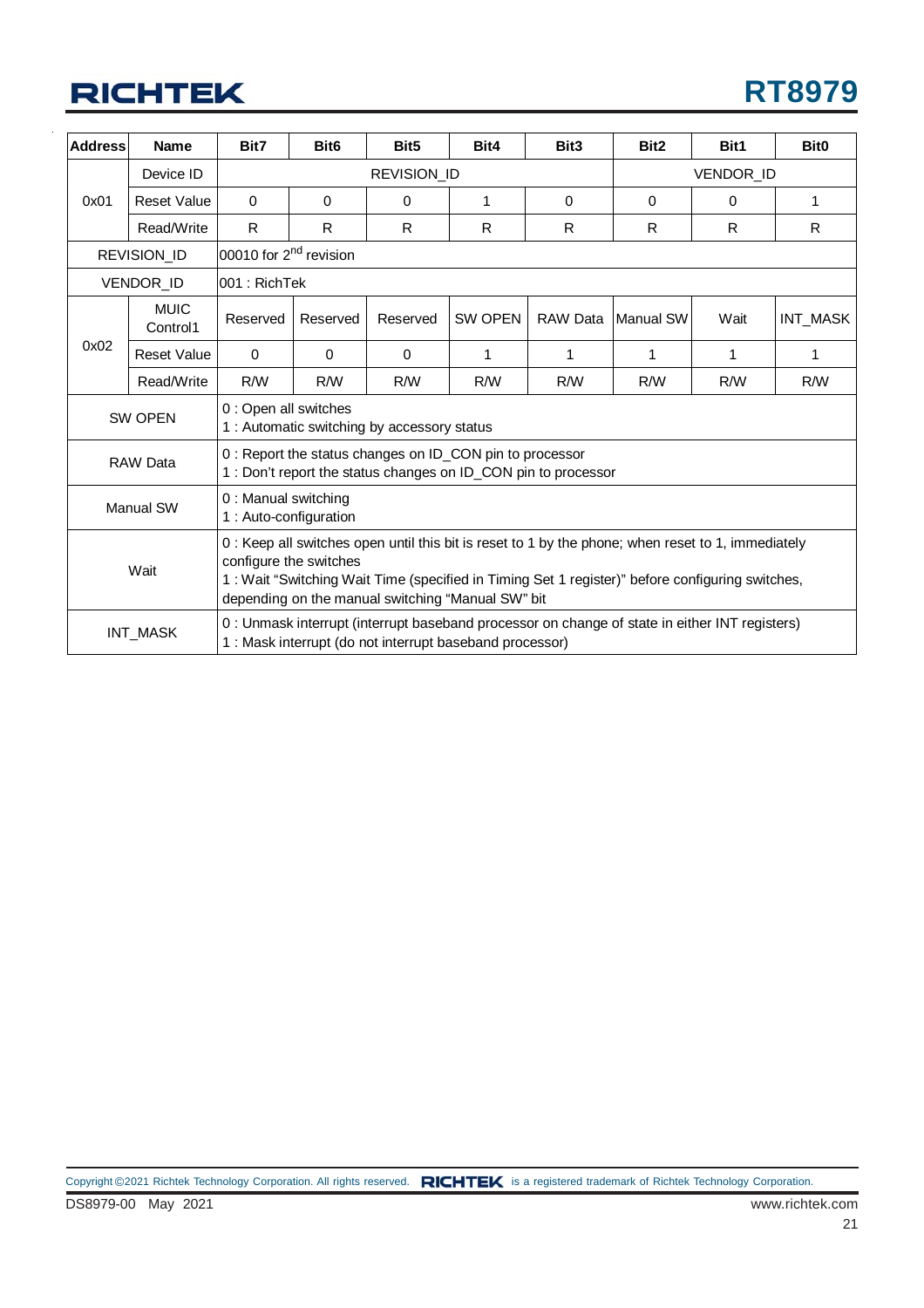| Address | Name | Bit7 | Bit6 | Bit5 | Bit4 | Bit3 | Bit2 | Bit1 | Bit0 |
|---|---|---|---|---|---|---|---|---|---|
| 0x01 | Device ID | REVISION_ID | | | | | VENDOR_ID | | |
| | Reset Value | 0 | 0 | 0 | 1 | 0 | 0 | 0 | 1 |
| | Read/Write | R | R | R | R | R | R | R | R |
| REVISION_ID | | 00010 for 2nd revision | | | | | | | |
| VENDOR_ID | | 001 : RichTek | | | | | | | |
| 0x02 | MUIC Control1 | Reserved | Reserved | Reserved | SW OPEN | RAW Data | Manual SW | Wait | INT_MASK |
| | Reset Value | 0 | 0 | 0 | 1 | 1 | 1 | 1 | 1 |
| | Read/Write | R/W | R/W | R/W | R/W | R/W | R/W | R/W | R/W |
| SW OPEN | | 0 : Open all switches<br>1 : Automatic switching by accessory status | | | | | | | |
| RAW Data | | 0 : Report the status changes on ID_CON pin to processor<br>1 : Don't report the status changes on ID_CON pin to processor | | | | | | | |
| Manual SW | | 0 : Manual switching<br>1 : Auto-configuration | | | | | | | |
| Wait | | 0 : Keep all switches open until this bit is reset to 1 by the phone; when reset to 1, immediately configure the switches<br>1 : Wait "Switching Wait Time (specified in Timing Set 1 register)" before configuring switches, depending on the manual switching "Manual SW" bit | | | | | | | |
| INT_MASK | | 0 : Unmask interrupt (interrupt baseband processor on change of state in either INT registers)<br>1 : Mask interrupt (do not interrupt baseband processor) | | | | | | | |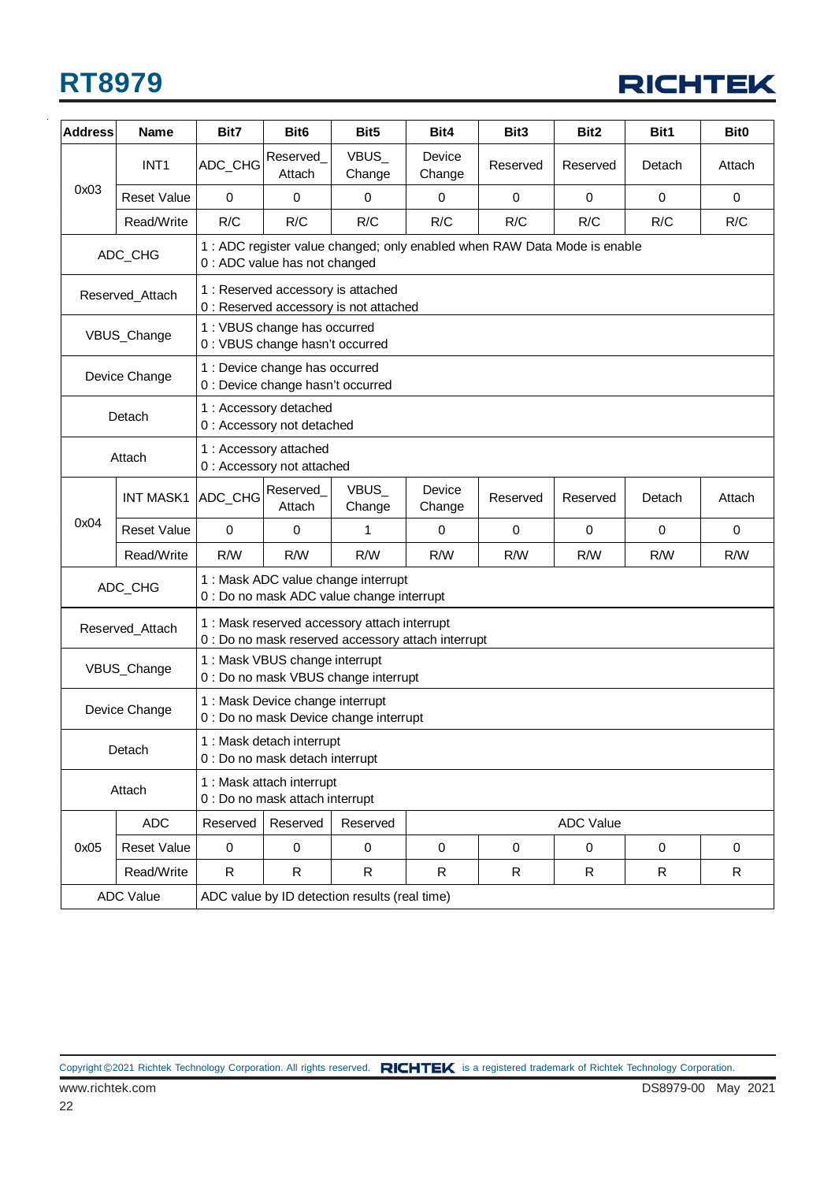| Address | Name | Bit7 | Bit6 | Bit5 | Bit4 | Bit3 | Bit2 | Bit1 | Bit0 |
|---|---|---|---|---|---|---|---|---|---|
| 0x03 | INT1 | ADC_CHG | Reserved_ Attach | VBUS_ Change | Device Change | Reserved | Reserved | Detach | Attach |
| | Reset Value | 0 | 0 | 0 | 0 | 0 | 0 | 0 | 0 |
| | Read/Write | R/C | R/C | R/C | R/C | R/C | R/C | R/C | R/C |
| ADC_CHG | | 1 : ADC register value changed; only enabled when RAW Data Mode is enable<br>0 : ADC value has not changed | | | | | | | |
| Reserved_Attach | | 1 : Reserved accessory is attached<br>0 : Reserved accessory is not attached | | | | | | | |
| VBUS_Change | | 1 : VBUS change has occurred<br>0 : VBUS change hasn't occurred | | | | | | | |
| Device Change | | 1 : Device change has occurred<br>0 : Device change hasn't occurred | | | | | | | |
| Detach | | 1 : Accessory detached<br>0 : Accessory not detached | | | | | | | |
| Attach | | 1 : Accessory attached<br>0 : Accessory not attached | | | | | | | |
| 0x04 | INT MASK1 | ADC_CHG | Reserved_ Attach | VBUS_ Change | Device Change | Reserved | Reserved | Detach | Attach |
| | Reset Value | 0 | 0 | 1 | 0 | 0 | 0 | 0 | 0 |
| | Read/Write | R/W | R/W | R/W | R/W | R/W | R/W | R/W | R/W |
| ADC_CHG | | 1 : Mask ADC value change interrupt<br>0 : Do no mask ADC value change interrupt | | | | | | | |
| Reserved_Attach | | 1 : Mask reserved accessory attach interrupt<br>0 : Do no mask reserved accessory attach interrupt | | | | | | | |
| VBUS_Change | | 1 : Mask VBUS change interrupt<br>0 : Do no mask VBUS change interrupt | | | | | | | |
| Device Change | | 1 : Mask Device change interrupt<br>0 : Do no mask Device change interrupt | | | | | | | |
| Detach | | 1 : Mask detach interrupt<br>0 : Do no mask detach interrupt | | | | | | | |
| Attach | | 1 : Mask attach interrupt<br>0 : Do no mask attach interrupt | | | | | | | |
| 0x05 | ADC | Reserved | Reserved | Reserved | ADC Value | | | | |
| | Reset Value | 0 | 0 | 0 | 0 | 0 | 0 | 0 | 0 |
| | Read/Write | R | R | R | R | R | R | R | R |
| ADC Value | | ADC value by ID detection results (real time) | | | | | | | |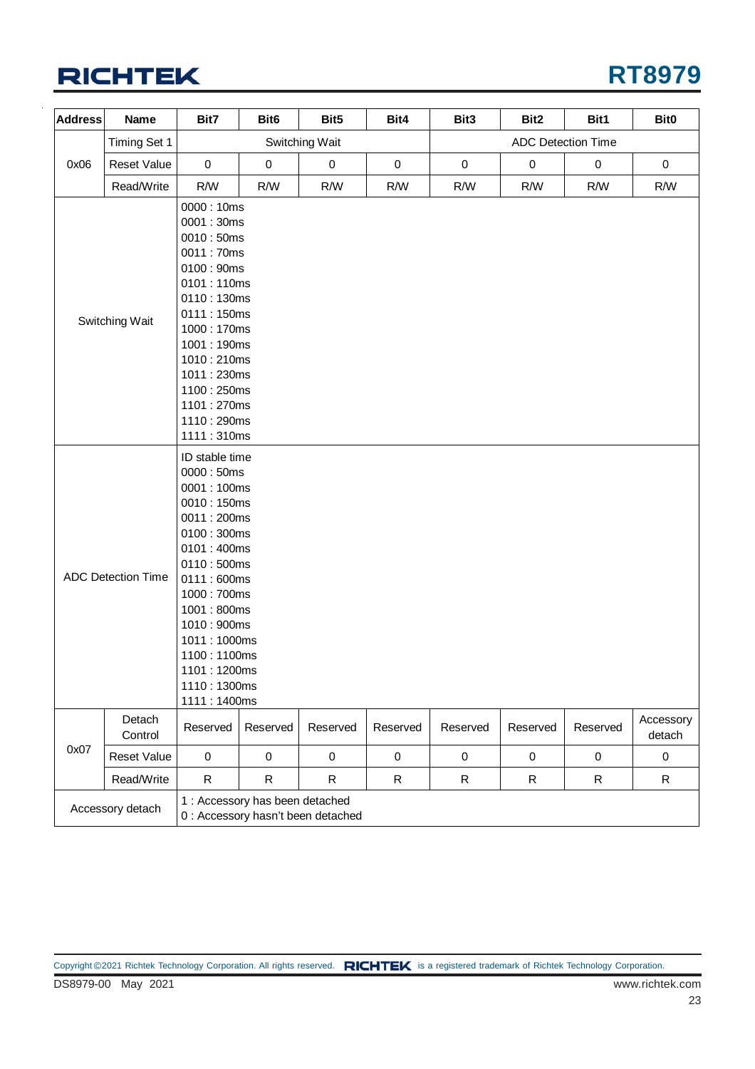| Address | Name | Bit7 | Bit6 | Bit5 | Bit4 | Bit3 | Bit2 | Bit1 | Bit0 |
|---|---|---|---|---|---|---|---|---|---|
| 0x06 | Timing Set 1 | Switching Wait | | | | ADC Detection Time | | | |
| | Reset Value | 0 | 0 | 0 | 0 | 0 | 0 | 0 | 0 |
| | Read/Write | R/W | R/W | R/W | R/W | R/W | R/W | R/W | R/W |
| Switching Wait | | 0000 : 10ms<br>0001 : 30ms<br>0010 : 50ms<br>0011 : 70ms<br>0100 : 90ms<br>0101 : 110ms<br>0110 : 130ms<br>0111 : 150ms<br>1000 : 170ms<br>1001 : 190ms<br>1010 : 210ms<br>1011 : 230ms<br>1100 : 250ms<br>1101 : 270ms<br>1110 : 290ms<br>1111 : 310ms | | | | | | | |
| ADC Detection Time | | ID stable time<br>0000 : 50ms<br>0001 : 100ms<br>0010 : 150ms<br>0011 : 200ms<br>0100 : 300ms<br>0101 : 400ms<br>0110 : 500ms<br>0111 : 600ms<br>1000 : 700ms<br>1001 : 800ms<br>1010 : 900ms<br>1011 : 1000ms<br>1100 : 1100ms<br>1101 : 1200ms<br>1110 : 1300ms<br>1111 : 1400ms | | | | | | | |
| 0x07 | Detach Control | Reserved | Reserved | Reserved | Reserved | Reserved | Reserved | Reserved | Accessory detach |
| | Reset Value | 0 | 0 | 0 | 0 | 0 | 0 | 0 | 0 |
| | Read/Write | R | R | R | R | R | R | R | R |
| Accessory detach | | 1 : Accessory has been detached<br>0 : Accessory hasn't been detached | | | | | | | |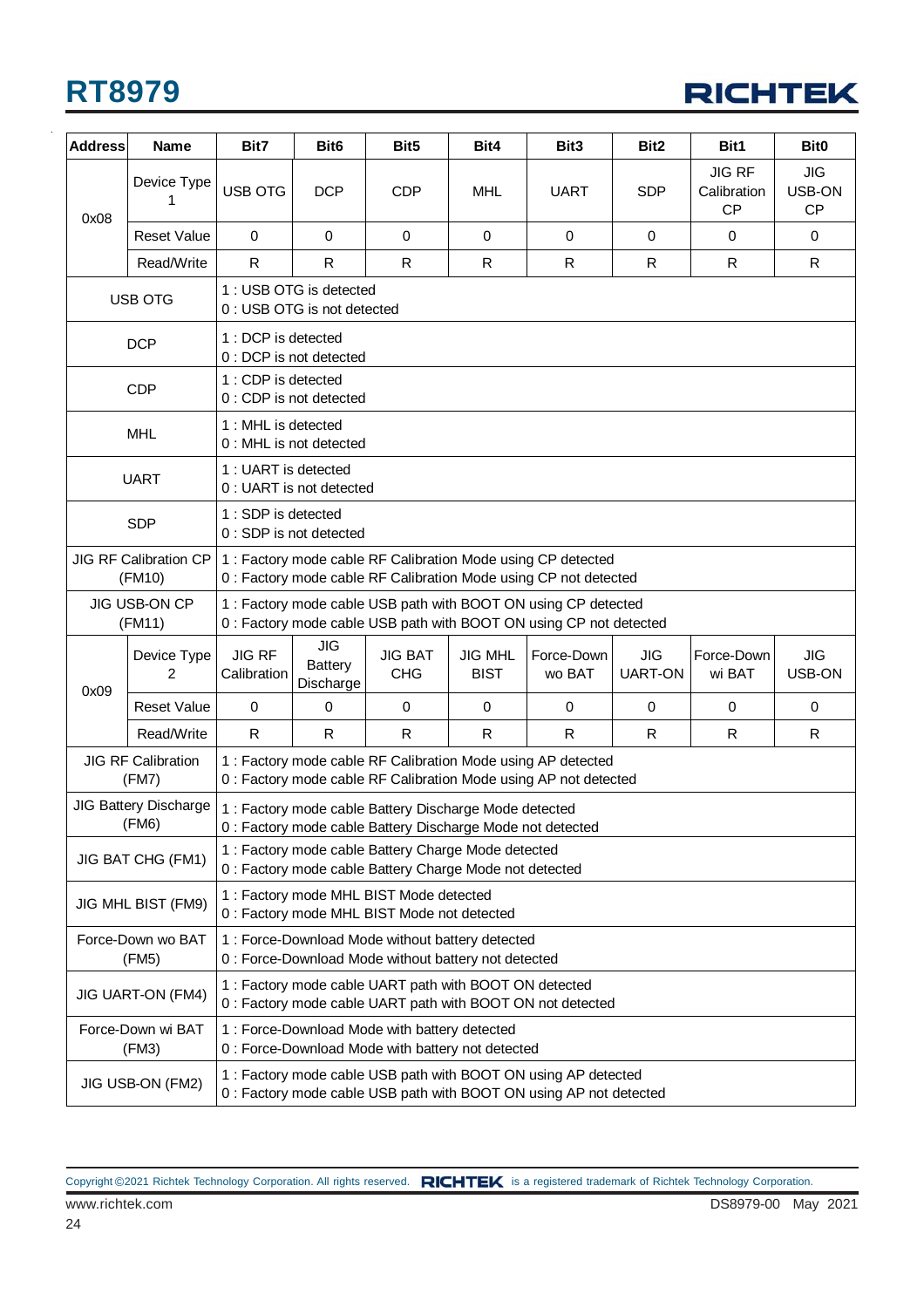| Address | Name | Bit7 | Bit6 | Bit5 | Bit4 | Bit3 | Bit2 | Bit1 | Bit0 |
|---|---|---|---|---|---|---|---|---|---|
| 0x08 | Device Type 1 | USB OTG | DCP | CDP | MHL | UART | SDP | JIG RF Calibration CP | JIG USB-ON CP |
| | Reset Value | 0 | 0 | 0 | 0 | 0 | 0 | 0 | 0 |
| | Read/Write | R | R | R | R | R | R | R | R |
| USB OTG | | 1 : USB OTG is detected<br>0 : USB OTG is not detected | | | | | | | |
| DCP | | 1 : DCP is detected<br>0 : DCP is not detected | | | | | | | |
| CDP | | 1 : CDP is detected<br>0 : CDP is not detected | | | | | | | |
| MHL | | 1 : MHL is detected<br>0 : MHL is not detected | | | | | | | |
| UART | | 1 : UART is detected<br>0 : UART is not detected | | | | | | | |
| SDP | | 1 : SDP is detected<br>0 : SDP is not detected | | | | | | | |
| JIG RF Calibration CP (FM10) | | 1 : Factory mode cable RF Calibration Mode using CP detected<br>0 : Factory mode cable RF Calibration Mode using CP not detected | | | | | | | |
| JIG USB-ON CP (FM11) | | 1 : Factory mode cable USB path with BOOT ON using CP detected<br>0 : Factory mode cable USB path with BOOT ON using CP not detected | | | | | | | |
| 0x09 | Device Type 2 | JIG RF Calibration | JIG Battery Discharge | JIG BAT CHG | JIG MHL BIST | Force-Down wo BAT | JIG UART-ON | Force-Down wi BAT | JIG USB-ON |
| | Reset Value | 0 | 0 | 0 | 0 | 0 | 0 | 0 | 0 |
| | Read/Write | R | R | R | R | R | R | R | R |
| JIG RF Calibration (FM7) | | 1 : Factory mode cable RF Calibration Mode using AP detected<br>0 : Factory mode cable RF Calibration Mode using AP not detected | | | | | | | |
| JIG Battery Discharge (FM6) | | 1 : Factory mode cable Battery Discharge Mode detected<br>0 : Factory mode cable Battery Discharge Mode not detected | | | | | | | |
| JIG BAT CHG (FM1) | | 1 : Factory mode cable Battery Charge Mode detected<br>0 : Factory mode cable Battery Charge Mode not detected | | | | | | | |
| JIG MHL BIST (FM9) | | 1 : Factory mode MHL BIST Mode detected<br>0 : Factory mode MHL BIST Mode not detected | | | | | | | |
| Force-Down wo BAT (FM5) | | 1 : Force-Download Mode without battery detected<br>0 : Force-Download Mode without battery not detected | | | | | | | |
| JIG UART-ON (FM4) | | 1 : Factory mode cable UART path with BOOT ON detected<br>0 : Factory mode cable UART path with BOOT ON not detected | | | | | | | |
| Force-Down wi BAT (FM3) | | 1 : Force-Download Mode with battery detected<br>0 : Force-Download Mode with battery not detected | | | | | | | |
| JIG USB-ON (FM2) | | 1 : Factory mode cable USB path with BOOT ON using AP detected<br>0 : Factory mode cable USB path with BOOT ON using AP not detected | | | | | | | |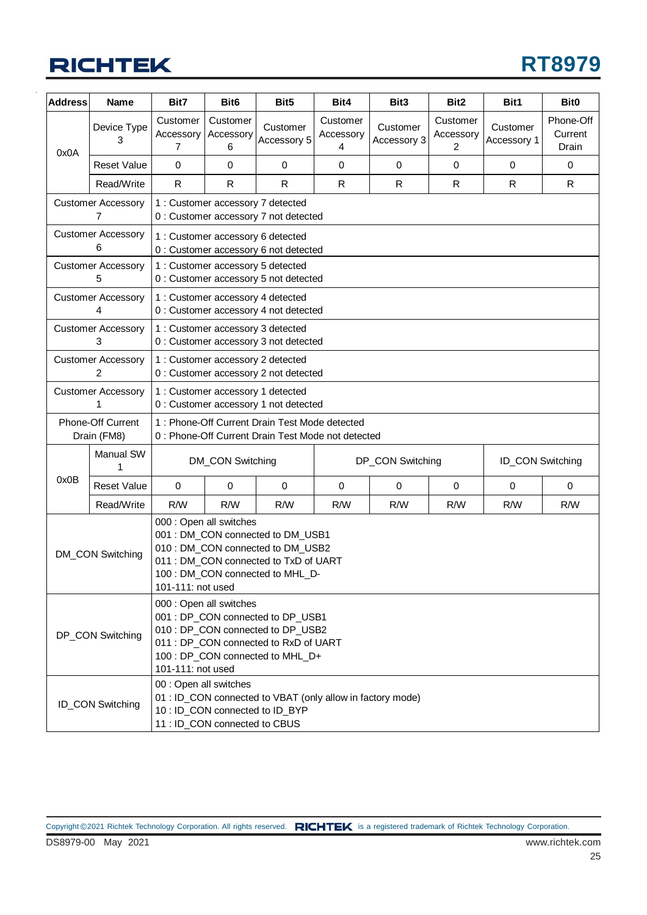| Address | Name | Bit7 | Bit6 | Bit5 | Bit4 | Bit3 | Bit2 | Bit1 | Bit0 |
|---|---|---|---|---|---|---|---|---|---|
| 0x0A | Device Type 3 | Customer Accessory 7 | Customer Accessory 6 | Customer Accessory 5 | Customer Accessory 4 | Customer Accessory 3 | Customer Accessory 2 | Customer Accessory 1 | Phone-Off Current Drain |
| | Reset Value | 0 | 0 | 0 | 0 | 0 | 0 | 0 | 0 |
| | Read/Write | R | R | R | R | R | R | R | R |
| Customer Accessory 7 | | 1 : Customer accessory 7 detected<br>0 : Customer accessory 7 not detected | | | | | | | |
| Customer Accessory 6 | | 1 : Customer accessory 6 detected<br>0 : Customer accessory 6 not detected | | | | | | | |
| Customer Accessory 5 | | 1 : Customer accessory 5 detected<br>0 : Customer accessory 5 not detected | | | | | | | |
| Customer Accessory 4 | | 1 : Customer accessory 4 detected<br>0 : Customer accessory 4 not detected | | | | | | | |
| Customer Accessory 3 | | 1 : Customer accessory 3 detected<br>0 : Customer accessory 3 not detected | | | | | | | |
| Customer Accessory 2 | | 1 : Customer accessory 2 detected<br>0 : Customer accessory 2 not detected | | | | | | | |
| Customer Accessory 1 | | 1 : Customer accessory 1 detected<br>0 : Customer accessory 1 not detected | | | | | | | |
| Phone-Off Current Drain (FM8) | | 1 : Phone-Off Current Drain Test Mode detected<br>0 : Phone-Off Current Drain Test Mode not detected | | | | | | | |
| 0x0B | Manual SW 1 | DM_CON Switching | | | DP_CON Switching | | | ID_CON Switching | |
| | Reset Value | 0 | 0 | 0 | 0 | 0 | 0 | 0 | 0 |
| | Read/Write | R/W | R/W | R/W | R/W | R/W | R/W | R/W | R/W |
| DM_CON Switching | | 000 : Open all switches<br>001 : DM_CON connected to DM_USB1<br>010 : DM_CON connected to DM_USB2<br>011 : DM_CON connected to TxD of UART<br>100 : DM_CON connected to MHL_D-<br>101-111: not used | | | | | | | |
| DP_CON Switching | | 000 : Open all switches<br>001 : DP_CON connected to DP_USB1<br>010 : DP_CON connected to DP_USB2<br>011 : DP_CON connected to RxD of UART<br>100 : DP_CON connected to MHL_D+<br>101-111: not used | | | | | | | |
| ID_CON Switching | | 00 : Open all switches<br>01 : ID_CON connected to VBAT (only allow in factory mode)<br>10 : ID_CON connected to ID_BYP<br>11 : ID_CON connected to CBUS | | | | | | | |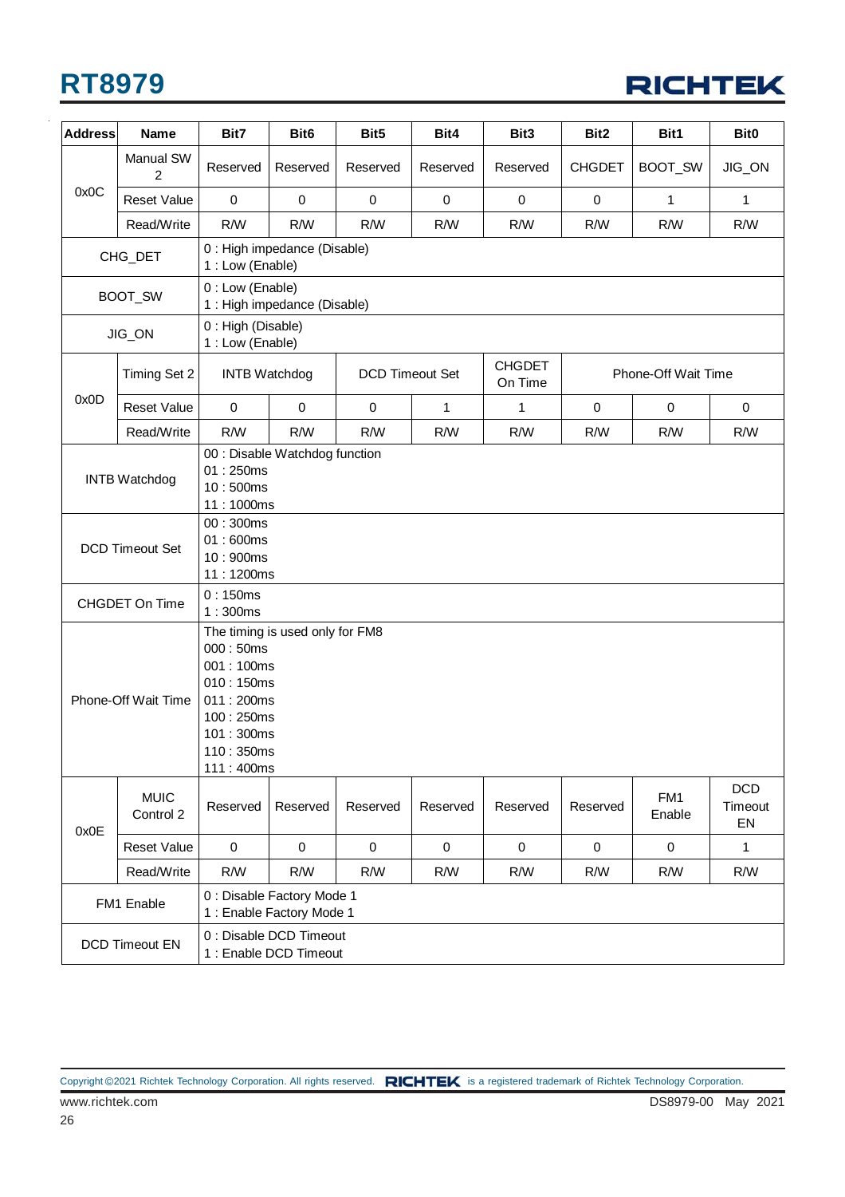| Address | Name | Bit7 | Bit6 | Bit5 | Bit4 | Bit3 | Bit2 | Bit1 | Bit0 |
|---|---|---|---|---|---|---|---|---|---|
| 0x0C | Manual SW 2 | Reserved | Reserved | Reserved | Reserved | Reserved | CHGDET | BOOT_SW | JIG_ON |
| | Reset Value | 0 | 0 | 0 | 0 | 0 | 0 | 1 | 1 |
| | Read/Write | R/W | R/W | R/W | R/W | R/W | R/W | R/W | R/W |
| CHG_DET | | 0 : High impedance (Disable)<br>1 : Low (Enable) | | | | | | | |
| BOOT_SW | | 0 : Low (Enable)<br>1 : High impedance (Disable) | | | | | | | |
| JIG_ON | | 0 : High (Disable)<br>1 : Low (Enable) | | | | | | | |
| 0x0D | Timing Set 2 | INTB Watchdog | | DCD Timeout Set | | CHGDET On Time | Phone-Off Wait Time | | |
| | Reset Value | 0 | 0 | 0 | 1 | 1 | 0 | 0 | 0 |
| | Read/Write | R/W | R/W | R/W | R/W | R/W | R/W | R/W | R/W |
| INTB Watchdog | | 00 : Disable Watchdog function<br>01 : 250ms<br>10 : 500ms<br>11 : 1000ms | | | | | | | |
| DCD Timeout Set | | 00 : 300ms<br>01 : 600ms<br>10 : 900ms<br>11 : 1200ms | | | | | | | |
| CHGDET On Time | | 0 : 150ms<br>1 : 300ms | | | | | | | |
| Phone-Off Wait Time | | The timing is used only for FM8<br>000 : 50ms<br>001 : 100ms<br>010 : 150ms<br>011 : 200ms<br>100 : 250ms<br>101 : 300ms<br>110 : 350ms<br>111 : 400ms | | | | | | | |
| 0x0E | MUIC Control 2 | Reserved | Reserved | Reserved | Reserved | Reserved | Reserved | FM1 Enable | DCD Timeout EN |
| | Reset Value | 0 | 0 | 0 | 0 | 0 | 0 | 0 | 1 |
| | Read/Write | R/W | R/W | R/W | R/W | R/W | R/W | R/W | R/W |
| FM1 Enable | | 0 : Disable Factory Mode 1<br>1 : Enable Factory Mode 1 | | | | | | | |
| DCD Timeout EN | | 0 : Disable DCD Timeout<br>1 : Enable DCD Timeout | | | | | | | |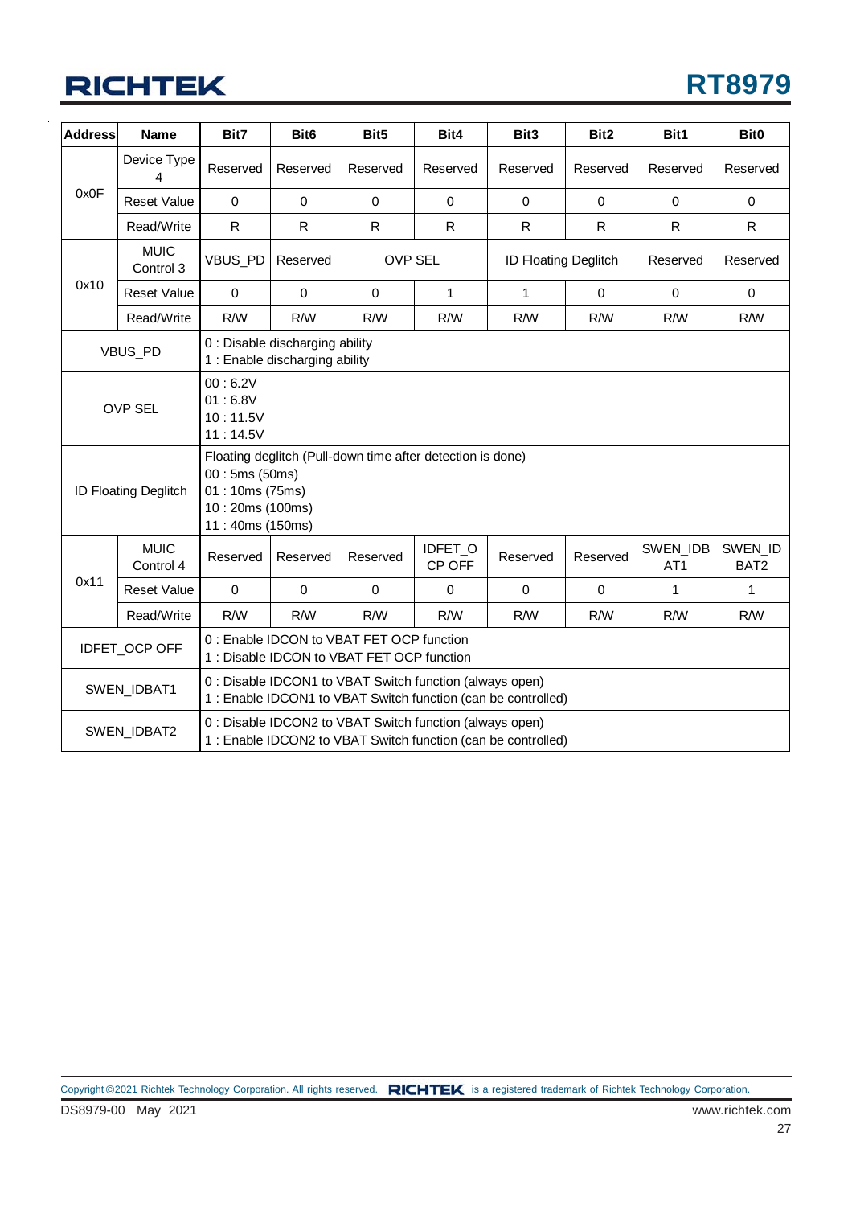| Address | Name | Bit7 | Bit6 | Bit5 | Bit4 | Bit3 | Bit2 | Bit1 | Bit0 |
|---|---|---|---|---|---|---|---|---|---|
| 0x0F | Device Type 4 | Reserved | Reserved | Reserved | Reserved | Reserved | Reserved | Reserved | Reserved |
| | Reset Value | 0 | 0 | 0 | 0 | 0 | 0 | 0 | 0 |
| | Read/Write | R | R | R | R | R | R | R | R |
| 0x10 | MUIC Control 3 | VBUS_PD | Reserved | OVP SEL | | ID Floating Deglitch | | Reserved | Reserved |
| | Reset Value | 0 | 0 | 0 | 1 | 1 | 0 | 0 | 0 |
| | Read/Write | R/W | R/W | R/W | R/W | R/W | R/W | R/W | R/W |
| VBUS_PD | | 0 : Disable discharging ability<br>1 : Enable discharging ability | | | | | | | |
| OVP SEL | | 00 : 6.2V<br>01 : 6.8V<br>10 : 11.5V<br>11 : 14.5V | | | | | | | |
| ID Floating Deglitch | | Floating deglitch (Pull-down time after detection is done)<br>00 : 5ms (50ms)<br>01 : 10ms (75ms)<br>10 : 20ms (100ms)<br>11 : 40ms (150ms) | | | | | | | |
| 0x11 | MUIC Control 4 | Reserved | Reserved | Reserved | IDFET_OCP OFF | Reserved | Reserved | SWEN_IDBAT1 | SWEN_IDBAT2 |
| | Reset Value | 0 | 0 | 0 | 0 | 0 | 0 | 1 | 1 |
| | Read/Write | R/W | R/W | R/W | R/W | R/W | R/W | R/W | R/W |
| IDFET_OCP OFF | | 0 : Enable IDCON to VBAT FET OCP function<br>1 : Disable IDCON to VBAT FET OCP function | | | | | | | |
| SWEN_IDBAT1 | | 0 : Disable IDCON1 to VBAT Switch function (always open)<br>1 : Enable IDCON1 to VBAT Switch function (can be controlled) | | | | | | | |
| SWEN_IDBAT2 | | 0 : Disable IDCON2 to VBAT Switch function (always open)<br>1 : Enable IDCON2 to VBAT Switch function (can be controlled) | | | | | | | |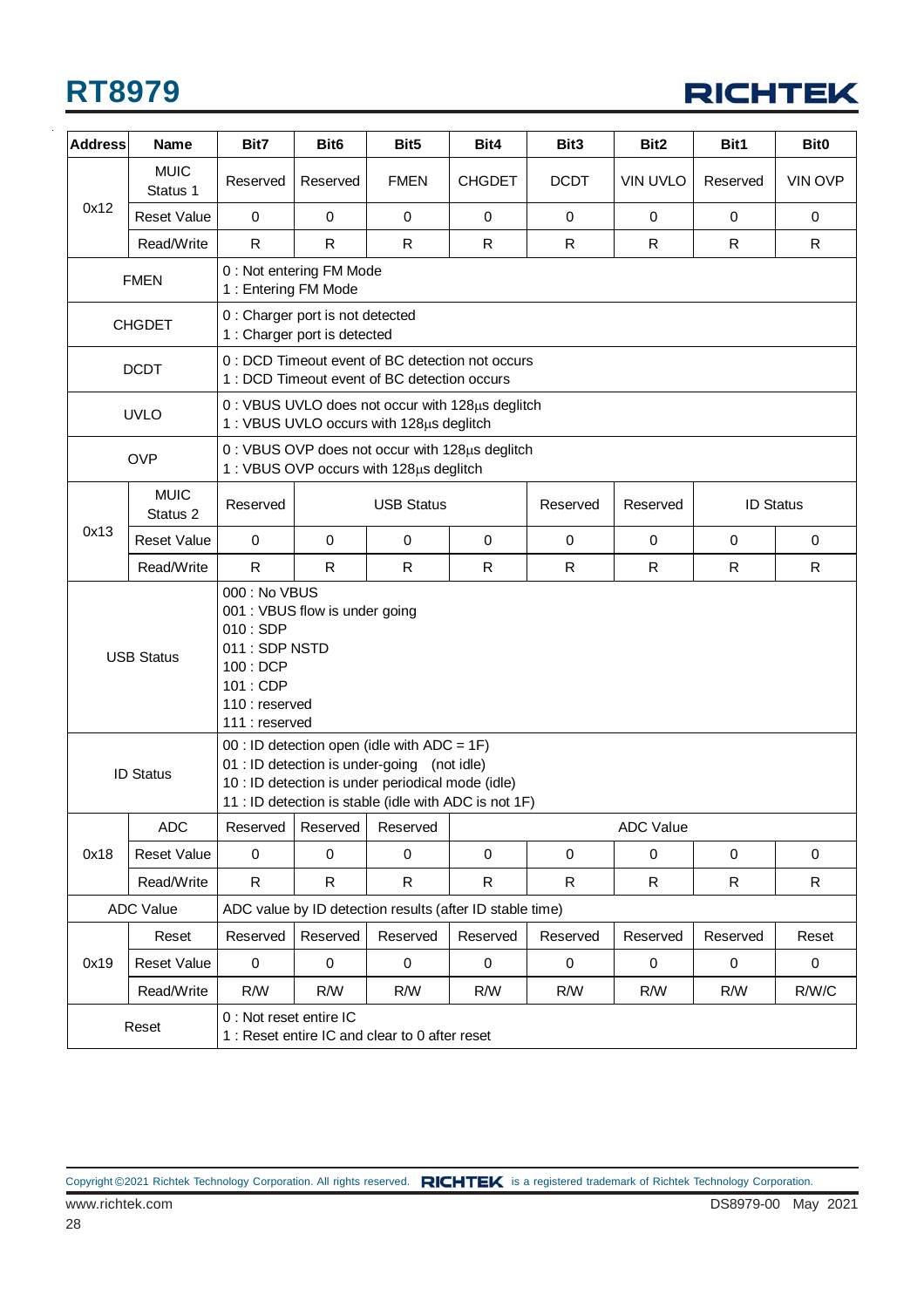| Address | Name | Bit7 | Bit6 | Bit5 | Bit4 | Bit3 | Bit2 | Bit1 | Bit0 |
|---|---|---|---|---|---|---|---|---|---|
| 0x12 | MUIC Status 1 | Reserved | Reserved | FMEN | CHGDET | DCDT | VIN UVLO | Reserved | VIN OVP |
| | Reset Value | 0 | 0 | 0 | 0 | 0 | 0 | 0 | 0 |
| | Read/Write | R | R | R | R | R | R | R | R |
| FMEN | | 0 : Not entering FM Mode<br>1 : Entering FM Mode | | | | | | | |
| CHGDET | | 0 : Charger port is not detected<br>1 : Charger port is detected | | | | | | | |
| DCDT | | 0 : DCD Timeout event of BC detection not occurs<br>1 : DCD Timeout event of BC detection occurs | | | | | | | |
| UVLO | | 0 : VBUS UVLO does not occur with 128μs deglitch<br>1 : VBUS UVLO occurs with 128μs deglitch | | | | | | | |
| OVP | | 0 : VBUS OVP does not occur with 128μs deglitch<br>1 : VBUS OVP occurs with 128μs deglitch | | | | | | | |
| 0x13 | MUIC Status 2 | Reserved | USB Status | | | Reserved | Reserved | ID Status | |
| | Reset Value | 0 | 0 | 0 | 0 | 0 | 0 | 0 | 0 |
| | Read/Write | R | R | R | R | R | R | R | R |
| USB Status | | 000 : No VBUS<br>001 : VBUS flow is under going<br>010 : SDP<br>011 : SDP NSTD<br>100 : DCP<br>101 : CDP<br>110 : reserved<br>111 : reserved | | | | | | | |
| ID Status | | 00 : ID detection open (idle with ADC = 1F)<br>01 : ID detection is under-going (not idle)<br>10 : ID detection is under periodical mode (idle)<br>11 : ID detection is stable (idle with ADC is not 1F) | | | | | | | |
| 0x18 | ADC | Reserved | Reserved | Reserved | ADC Value | | | | |
| | Reset Value | 0 | 0 | 0 | 0 | 0 | 0 | 0 | 0 |
| | Read/Write | R | R | R | R | R | R | R | R |
| ADC Value | | ADC value by ID detection results (after ID stable time) | | | | | | | |
| 0x19 | Reset | Reserved | Reserved | Reserved | Reserved | Reserved | Reserved | Reserved | Reset |
| | Reset Value | 0 | 0 | 0 | 0 | 0 | 0 | 0 | 0 |
| | Read/Write | R/W | R/W | R/W | R/W | R/W | R/W | R/W | R/W/C |
| Reset | | 0 : Not reset entire IC<br>1 : Reset entire IC and clear to 0 after reset | | | | | | | |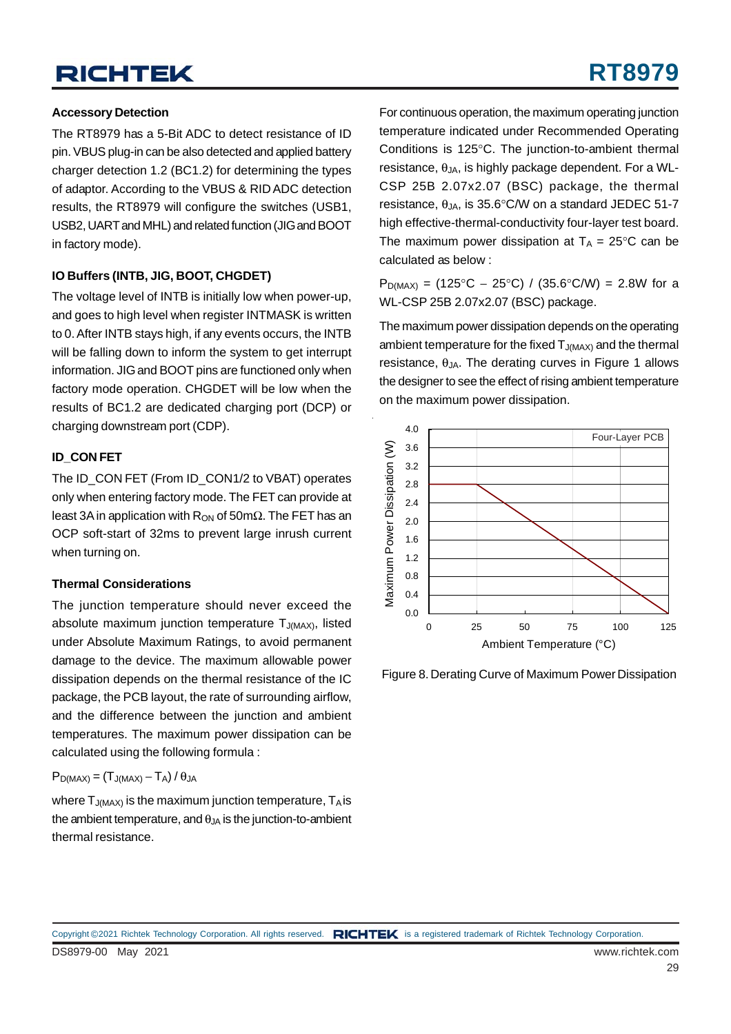### Accessory Detection

The RT8979 has a 5-Bit ADC to detect resistance of ID pin. VBUS plug-in can be also detected and applied battery charger detection 1.2 (BC1.2) for determining the types of adaptor. According to the VBUS & RID ADC detection results, the RT8979 will configure the switches (USB1, USB2, UART and MHL) and related function (JIG and BOOT in factory mode).

### IO Buffers (INTB, JIG, BOOT, CHGDET)

The voltage level of INTB is initially low when power-up, and goes to high level when register INTMASK is written to 0. After INTB stays high, if any events occurs, the INTB will be falling down to inform the system to get interrupt information. JIG and BOOT pins are functioned only when factory mode operation. CHGDET will be low when the results of BC1.2 are dedicated charging port (DCP) or charging downstream port (CDP).

### ID_CON FET

The ID_CON FET (From ID_CON1/2 to VBAT) operates only when entering factory mode. The FET can provide at least 3A in application with $R_{ON}$ of 50mΩ. The FET has an OCP soft-start of 32ms to prevent large inrush current when turning on.

### Thermal Considerations

The junction temperature should never exceed the absolute maximum junction temperature $T_{J(MAX)}$, listed under Absolute Maximum Ratings, to avoid permanent damage to the device. The maximum allowable power dissipation depends on the thermal resistance of the IC package, the PCB layout, the rate of surrounding airflow, and the difference between the junction and ambient temperatures. The maximum power dissipation can be calculated using the following formula :

$$P_{D(MAX)} = (T_{J(MAX)} - T_A) / \theta_{JA}$$

where $T_{J(MAX)}$ is the maximum junction temperature, $T_A$ is the ambient temperature, and $\theta_{JA}$ is the junction-to-ambient thermal resistance.

For continuous operation, the maximum operating junction temperature indicated under Recommended Operating Conditions is 125°C. The junction-to-ambient thermal resistance, $\theta_{JA}$, is highly package dependent. For a WL-CSP 25B 2.07x2.07 (BSC) package, the thermal resistance, $\theta_{JA}$, is 35.6°C/W on a standard JEDEC 51-7 high effective-thermal-conductivity four-layer test board. The maximum power dissipation at $T_A$ = 25°C can be calculated as below :

$P_{D(MAX)}$ = (125°C − 25°C) / (35.6°C/W) = 2.8W for a WL-CSP 25B 2.07x2.07 (BSC) package.

The maximum power dissipation depends on the operating ambient temperature for the fixed $T_{J(MAX)}$ and the thermal resistance, $\theta_{JA}$. The derating curves in Figure 1 allows the designer to see the effect of rising ambient temperature on the maximum power dissipation.

Figure 8. Derating Curve of Maximum Power Dissipation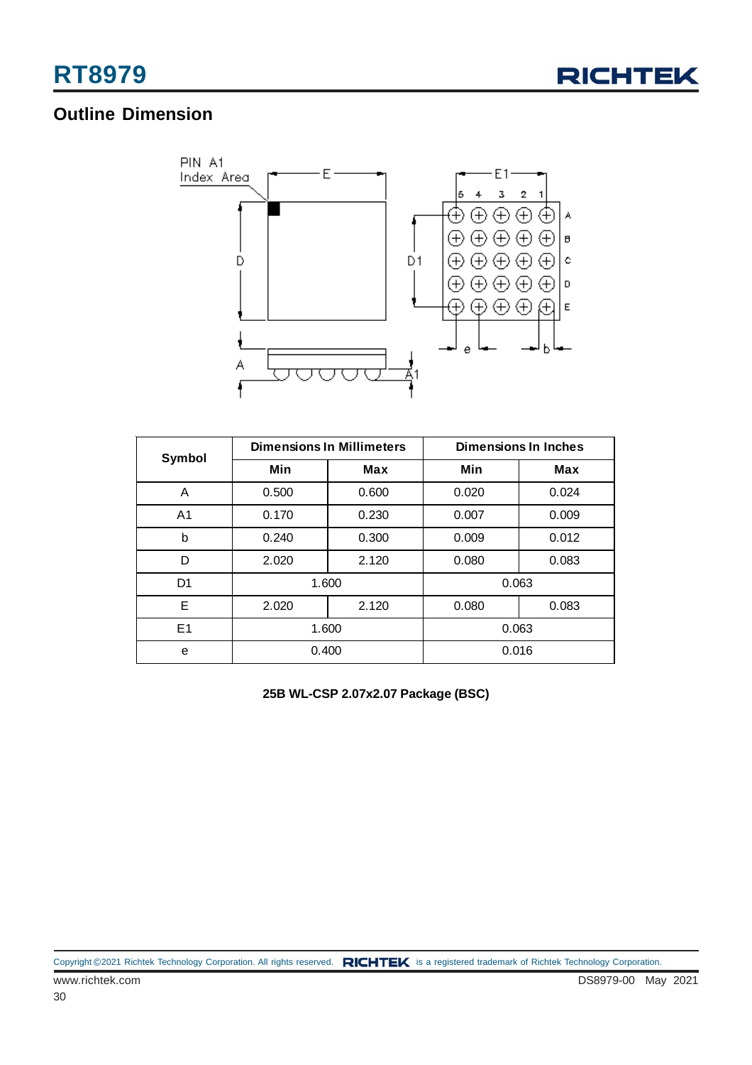## Outline Dimension

| Symbol | Dimensions In Millimeters | | Dimensions In Inches | |
|---|---|---|---|---|
| | Min | Max | Min | Max |
| A | 0.500 | 0.600 | 0.020 | 0.024 |
| A1 | 0.170 | 0.230 | 0.007 | 0.009 |
| b | 0.240 | 0.300 | 0.009 | 0.012 |
| D | 2.020 | 2.120 | 0.080 | 0.083 |
| D1 | 1.600 | | 0.063 | |
| E | 2.020 | 2.120 | 0.080 | 0.083 |
| E1 | 1.600 | | 0.063 | |
| e | 0.400 | | 0.016 | |

**25B WL-CSP 2.07x2.07 Package (BSC)**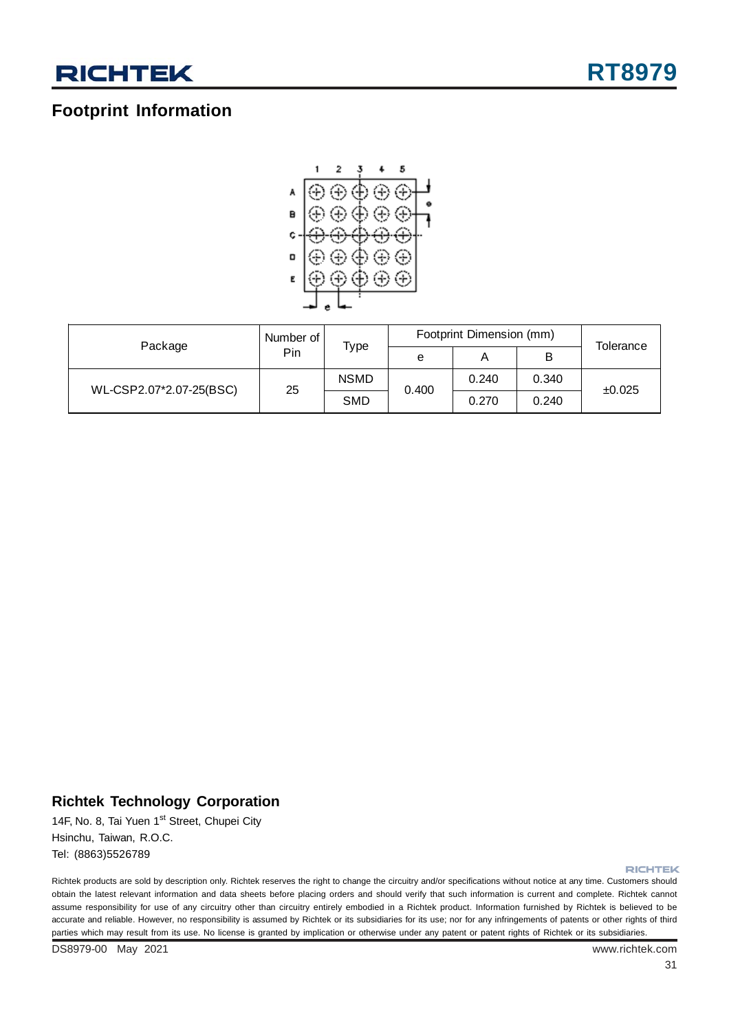## Footprint Information

1 2 3 4 5

A B C D E

e

e

| Package | Number of Pin | Type | Footprint Dimension (mm) | | | Tolerance |
|---|---|---|---|---|---|---|
| | | | e | A | B | |
| WL-CSP2.07*2.07-25(BSC) | 25 | NSMD | 0.400 | 0.240 | 0.340 | ±0.025 |
| | | SMD | | 0.270 | 0.240 | |

**Richtek Technology Corporation**

14F, No. 8, Tai Yuen 1st Street, Chupei City
Hsinchu, Taiwan, R.O.C.
Tel: (8863)5526789

Richtek products are sold by description only. Richtek reserves the right to change the circuitry and/or specifications without notice at any time. Customers should obtain the latest relevant information and data sheets before placing orders and should verify that such information is current and complete. Richtek cannot assume responsibility for use of any circuitry other than circuitry entirely embodied in a Richtek product. Information furnished by Richtek is believed to be accurate and reliable. However, no responsibility is assumed by Richtek or its subsidiaries for its use; nor for any infringements of patents or other rights of third parties which may result from its use. No license is granted by implication or otherwise under any patent or patent rights of Richtek or its subsidiaries.